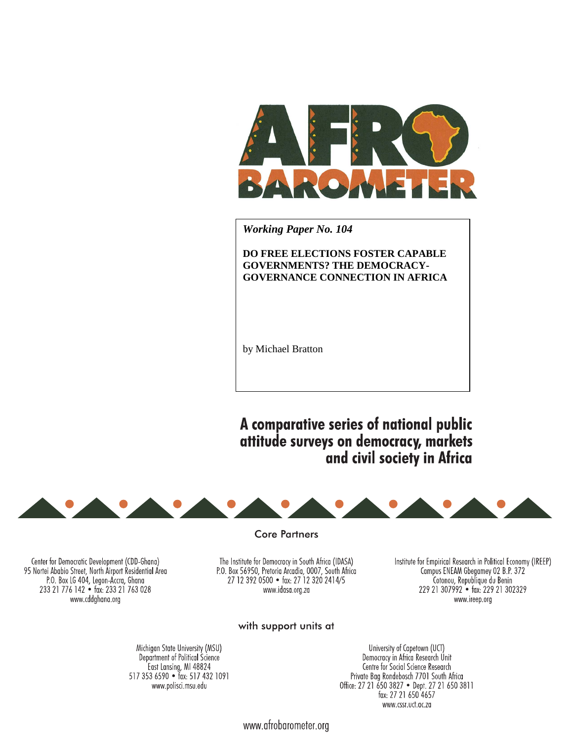# AFRO BAROMETER

*Working Paper No. 104*

**DO FREE ELECTIONS FOSTER CAPABLE GOVERNMENTS? THE DEMOCRACY-GOVERNANCE CONNECTION IN AFRICA**

by Michael Bratton

**A comparative series of national public attitude surveys on democracy, markets and civil society in Africa**

Core Partners

Center for Democratic Development (CDD-Ghana)
95 Nortei Ababio Street, North Airport Residential Area
P.O. Box LG 404, Legon-Accra, Ghana
233 21 776 142 • fax: 233 21 763 028
www.cddghana.org

The Institute for Democracy in South Africa (IDASA)
P.O. Box 56950, Pretoria Arcadia, 0007, South Africa
27 12 392 0500 • fax: 27 12 320 2414/5
www.idasa.org.za

Institute for Empirical Research in Political Economy (IREEP)
Campus ENEAM Gbegamey 02 B.P. 372
Cotonou, Republique du Benin
229 21 307992 • fax: 229 21 302329
www.ireep.org

with support units at

Michigan State University (MSU)
Department of Political Science
East Lansing, MI 48824
517 353 6590 • fax: 517 432 1091
www.polisci.msu.edu

University of Capetown (UCT)
Democracy in Africa Research Unit
Centre for Social Science Research
Private Bag Rondebosch 7701 South Africa
Office: 27 21 650 3827 • Dept. 27 21 650 3811
fax: 27 21 650 4657
www.cssr.uct.ac.za

www.afrobarometer.org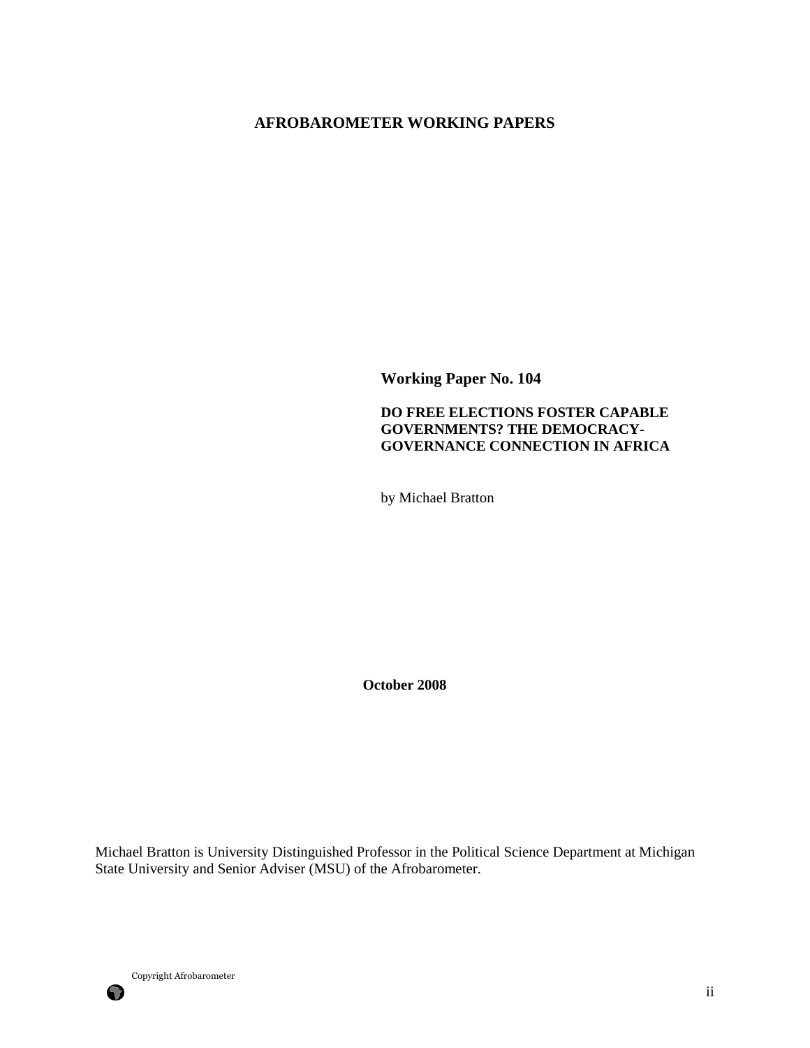**AFROBAROMETER WORKING PAPERS**

**Working Paper No. 104**

**DO FREE ELECTIONS FOSTER CAPABLE GOVERNMENTS? THE DEMOCRACY-GOVERNANCE CONNECTION IN AFRICA**

by Michael Bratton

**October 2008**

Michael Bratton is University Distinguished Professor in the Political Science Department at Michigan State University and Senior Adviser (MSU) of the Afrobarometer.

Copyright Afrobarometer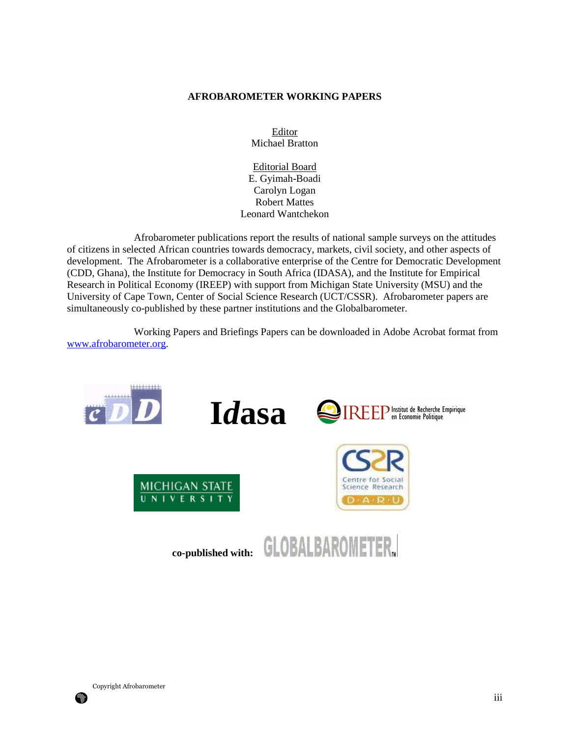**AFROBAROMETER WORKING PAPERS**

Editor
Michael Bratton

Editorial Board
E. Gyimah-Boadi
Carolyn Logan
Robert Mattes
Leonard Wantchekon

Afrobarometer publications report the results of national sample surveys on the attitudes of citizens in selected African countries towards democracy, markets, civil society, and other aspects of development. The Afrobarometer is a collaborative enterprise of the Centre for Democratic Development (CDD, Ghana), the Institute for Democracy in South Africa (IDASA), and the Institute for Empirical Research in Political Economy (IREEP) with support from Michigan State University (MSU) and the University of Cape Town, Center of Social Science Research (UCT/CSSR). Afrobarometer papers are simultaneously co-published by these partner institutions and the Globalbarometer.

Working Papers and Briefings Papers can be downloaded in Adobe Acrobat format from www.afrobarometer.org.

**co-published with:**

Copyright Afrobarometer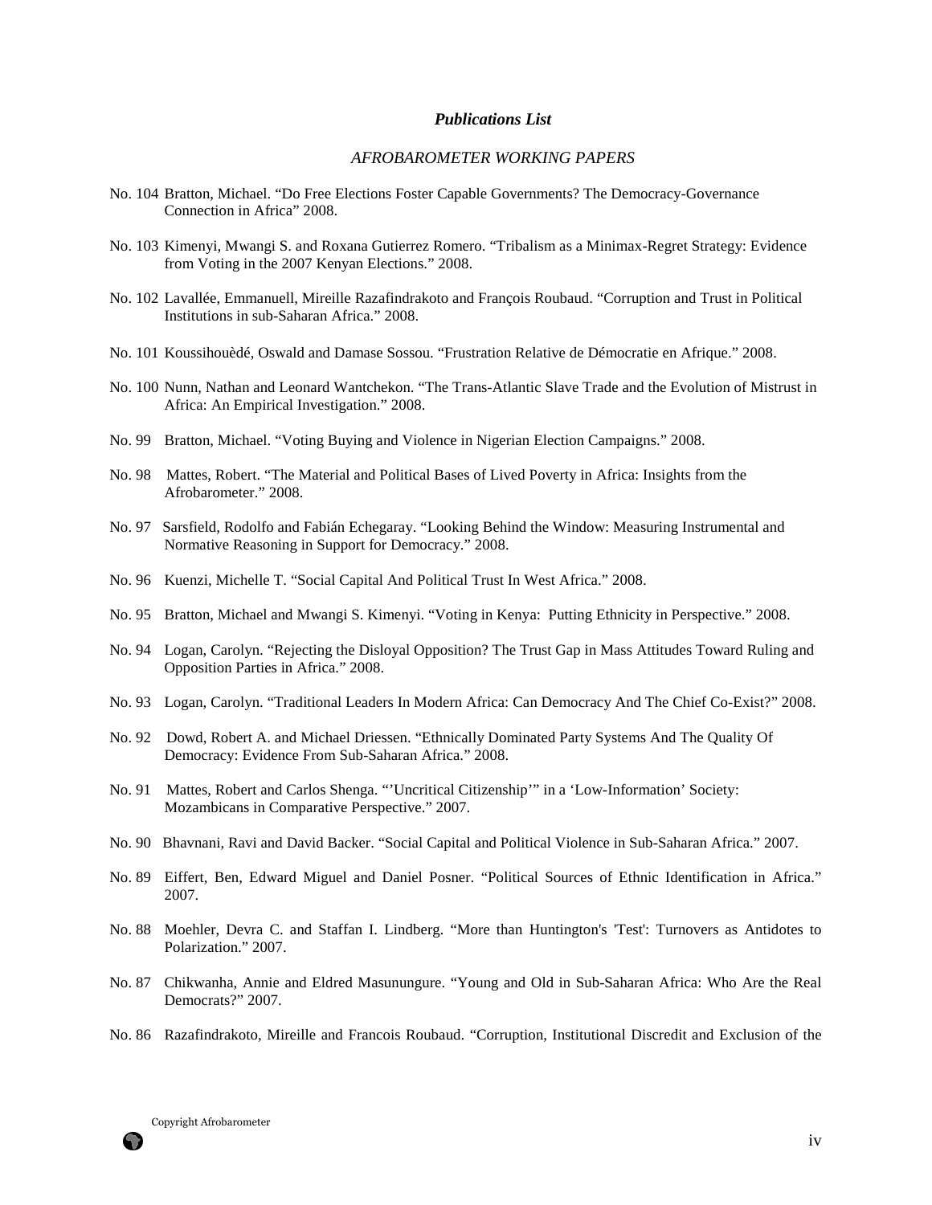***Publications List***

*AFROBAROMETER WORKING PAPERS*

No. 104 Bratton, Michael. "Do Free Elections Foster Capable Governments? The Democracy-Governance Connection in Africa" 2008.

No. 103 Kimenyi, Mwangi S. and Roxana Gutierrez Romero. "Tribalism as a Minimax-Regret Strategy: Evidence from Voting in the 2007 Kenyan Elections." 2008.

No. 102 Lavallée, Emmanuell, Mireille Razafindrakoto and François Roubaud. "Corruption and Trust in Political Institutions in sub-Saharan Africa." 2008.

No. 101 Koussihouèdé, Oswald and Damase Sossou. "Frustration Relative de Démocratie en Afrique." 2008.

No. 100 Nunn, Nathan and Leonard Wantchekon. "The Trans-Atlantic Slave Trade and the Evolution of Mistrust in Africa: An Empirical Investigation." 2008.

No. 99 Bratton, Michael. "Voting Buying and Violence in Nigerian Election Campaigns." 2008.

No. 98 Mattes, Robert. "The Material and Political Bases of Lived Poverty in Africa: Insights from the Afrobarometer." 2008.

No. 97 Sarsfield, Rodolfo and Fabián Echegaray. "Looking Behind the Window: Measuring Instrumental and Normative Reasoning in Support for Democracy." 2008.

No. 96 Kuenzi, Michelle T. "Social Capital And Political Trust In West Africa." 2008.

No. 95 Bratton, Michael and Mwangi S. Kimenyi. "Voting in Kenya: Putting Ethnicity in Perspective." 2008.

No. 94 Logan, Carolyn. "Rejecting the Disloyal Opposition? The Trust Gap in Mass Attitudes Toward Ruling and Opposition Parties in Africa." 2008.

No. 93 Logan, Carolyn. "Traditional Leaders In Modern Africa: Can Democracy And The Chief Co-Exist?" 2008.

No. 92 Dowd, Robert A. and Michael Driessen. "Ethnically Dominated Party Systems And The Quality Of Democracy: Evidence From Sub-Saharan Africa." 2008.

No. 91 Mattes, Robert and Carlos Shenga. "'Uncritical Citizenship'" in a 'Low-Information' Society: Mozambicans in Comparative Perspective." 2007.

No. 90 Bhavnani, Ravi and David Backer. "Social Capital and Political Violence in Sub-Saharan Africa." 2007.

No. 89 Eiffert, Ben, Edward Miguel and Daniel Posner. "Political Sources of Ethnic Identification in Africa." 2007.

No. 88 Moehler, Devra C. and Staffan I. Lindberg. "More than Huntington's 'Test': Turnovers as Antidotes to Polarization." 2007.

No. 87 Chikwanha, Annie and Eldred Masunungure. "Young and Old in Sub-Saharan Africa: Who Are the Real Democrats?" 2007.

No. 86 Razafindrakoto, Mireille and Francois Roubaud. "Corruption, Institutional Discredit and Exclusion of the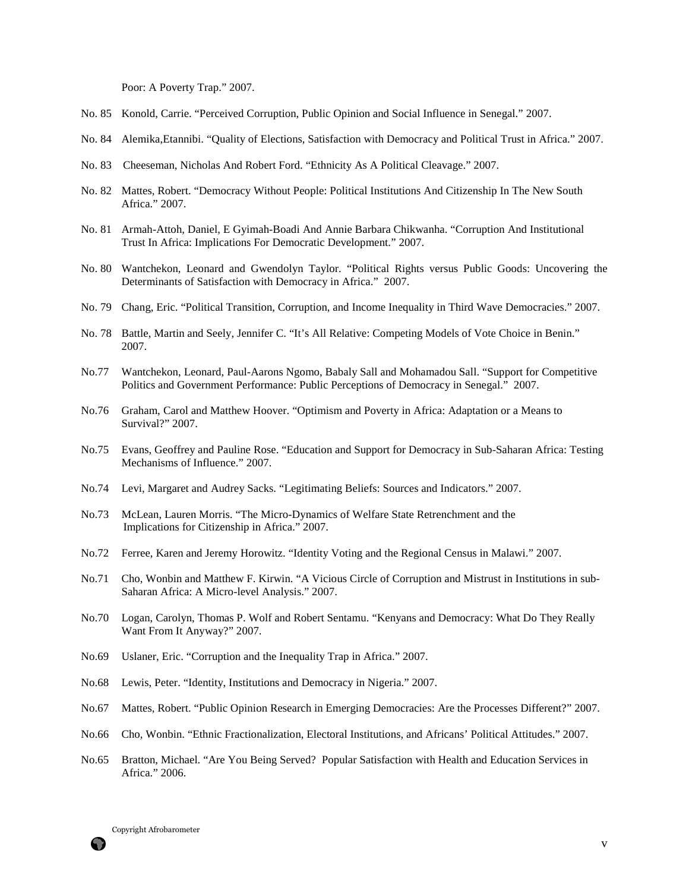Poor: A Poverty Trap." 2007.

No. 85 Konold, Carrie. "Perceived Corruption, Public Opinion and Social Influence in Senegal." 2007.

No. 84 Alemika,Etannibi. "Quality of Elections, Satisfaction with Democracy and Political Trust in Africa." 2007.

No. 83 Cheeseman, Nicholas And Robert Ford. "Ethnicity As A Political Cleavage." 2007.

No. 82 Mattes, Robert. "Democracy Without People: Political Institutions And Citizenship In The New South Africa." 2007.

No. 81 Armah-Attoh, Daniel, E Gyimah-Boadi And Annie Barbara Chikwanha. "Corruption And Institutional Trust In Africa: Implications For Democratic Development." 2007.

No. 80 Wantchekon, Leonard and Gwendolyn Taylor. "Political Rights versus Public Goods: Uncovering the Determinants of Satisfaction with Democracy in Africa." 2007.

No. 79 Chang, Eric. "Political Transition, Corruption, and Income Inequality in Third Wave Democracies." 2007.

No. 78 Battle, Martin and Seely, Jennifer C. "It's All Relative: Competing Models of Vote Choice in Benin." 2007.

No.77 Wantchekon, Leonard, Paul-Aarons Ngomo, Babaly Sall and Mohamadou Sall. "Support for Competitive Politics and Government Performance: Public Perceptions of Democracy in Senegal." 2007.

No.76 Graham, Carol and Matthew Hoover. "Optimism and Poverty in Africa: Adaptation or a Means to Survival?" 2007.

No.75 Evans, Geoffrey and Pauline Rose. "Education and Support for Democracy in Sub-Saharan Africa: Testing Mechanisms of Influence." 2007.

No.74 Levi, Margaret and Audrey Sacks. "Legitimating Beliefs: Sources and Indicators." 2007.

No.73 McLean, Lauren Morris. "The Micro-Dynamics of Welfare State Retrenchment and the Implications for Citizenship in Africa." 2007.

No.72 Ferree, Karen and Jeremy Horowitz. "Identity Voting and the Regional Census in Malawi." 2007.

No.71 Cho, Wonbin and Matthew F. Kirwin. "A Vicious Circle of Corruption and Mistrust in Institutions in sub-Saharan Africa: A Micro-level Analysis." 2007.

No.70 Logan, Carolyn, Thomas P. Wolf and Robert Sentamu. "Kenyans and Democracy: What Do They Really Want From It Anyway?" 2007.

No.69 Uslaner, Eric. "Corruption and the Inequality Trap in Africa." 2007.

No.68 Lewis, Peter. "Identity, Institutions and Democracy in Nigeria." 2007.

No.67 Mattes, Robert. "Public Opinion Research in Emerging Democracies: Are the Processes Different?" 2007.

No.66 Cho, Wonbin. "Ethnic Fractionalization, Electoral Institutions, and Africans' Political Attitudes." 2007.

No.65 Bratton, Michael. "Are You Being Served? Popular Satisfaction with Health and Education Services in Africa." 2006.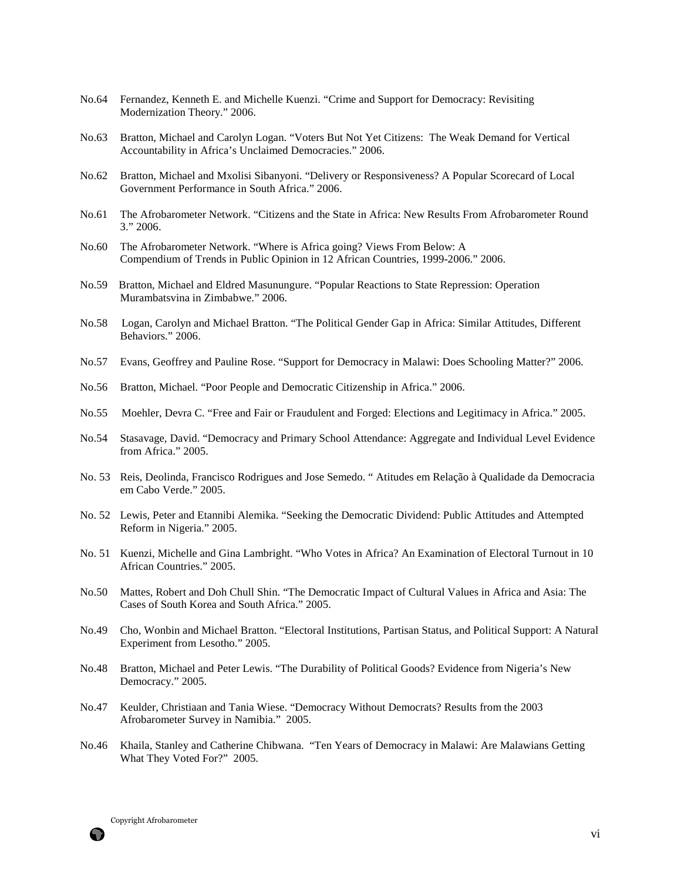No.64 Fernandez, Kenneth E. and Michelle Kuenzi. "Crime and Support for Democracy: Revisiting Modernization Theory." 2006.

No.63 Bratton, Michael and Carolyn Logan. "Voters But Not Yet Citizens: The Weak Demand for Vertical Accountability in Africa's Unclaimed Democracies." 2006.

No.62 Bratton, Michael and Mxolisi Sibanyoni. "Delivery or Responsiveness? A Popular Scorecard of Local Government Performance in South Africa." 2006.

No.61 The Afrobarometer Network. "Citizens and the State in Africa: New Results From Afrobarometer Round 3." 2006.

No.60 The Afrobarometer Network. "Where is Africa going? Views From Below: A Compendium of Trends in Public Opinion in 12 African Countries, 1999-2006." 2006.

No.59 Bratton, Michael and Eldred Masunungure. "Popular Reactions to State Repression: Operation Murambatsvina in Zimbabwe." 2006.

No.58 Logan, Carolyn and Michael Bratton. "The Political Gender Gap in Africa: Similar Attitudes, Different Behaviors." 2006.

No.57 Evans, Geoffrey and Pauline Rose. "Support for Democracy in Malawi: Does Schooling Matter?" 2006.

No.56 Bratton, Michael. "Poor People and Democratic Citizenship in Africa." 2006.

No.55 Moehler, Devra C. "Free and Fair or Fraudulent and Forged: Elections and Legitimacy in Africa." 2005.

No.54 Stasavage, David. "Democracy and Primary School Attendance: Aggregate and Individual Level Evidence from Africa." 2005.

No. 53 Reis, Deolinda, Francisco Rodrigues and Jose Semedo. " Atitudes em Relação à Qualidade da Democracia em Cabo Verde." 2005.

No. 52 Lewis, Peter and Etannibi Alemika. "Seeking the Democratic Dividend: Public Attitudes and Attempted Reform in Nigeria." 2005.

No. 51 Kuenzi, Michelle and Gina Lambright. "Who Votes in Africa? An Examination of Electoral Turnout in 10 African Countries." 2005.

No.50 Mattes, Robert and Doh Chull Shin. "The Democratic Impact of Cultural Values in Africa and Asia: The Cases of South Korea and South Africa." 2005.

No.49 Cho, Wonbin and Michael Bratton. "Electoral Institutions, Partisan Status, and Political Support: A Natural Experiment from Lesotho." 2005.

No.48 Bratton, Michael and Peter Lewis. "The Durability of Political Goods? Evidence from Nigeria's New Democracy." 2005.

No.47 Keulder, Christiaan and Tania Wiese. "Democracy Without Democrats? Results from the 2003 Afrobarometer Survey in Namibia." 2005.

No.46 Khaila, Stanley and Catherine Chibwana. "Ten Years of Democracy in Malawi: Are Malawians Getting What They Voted For?" 2005.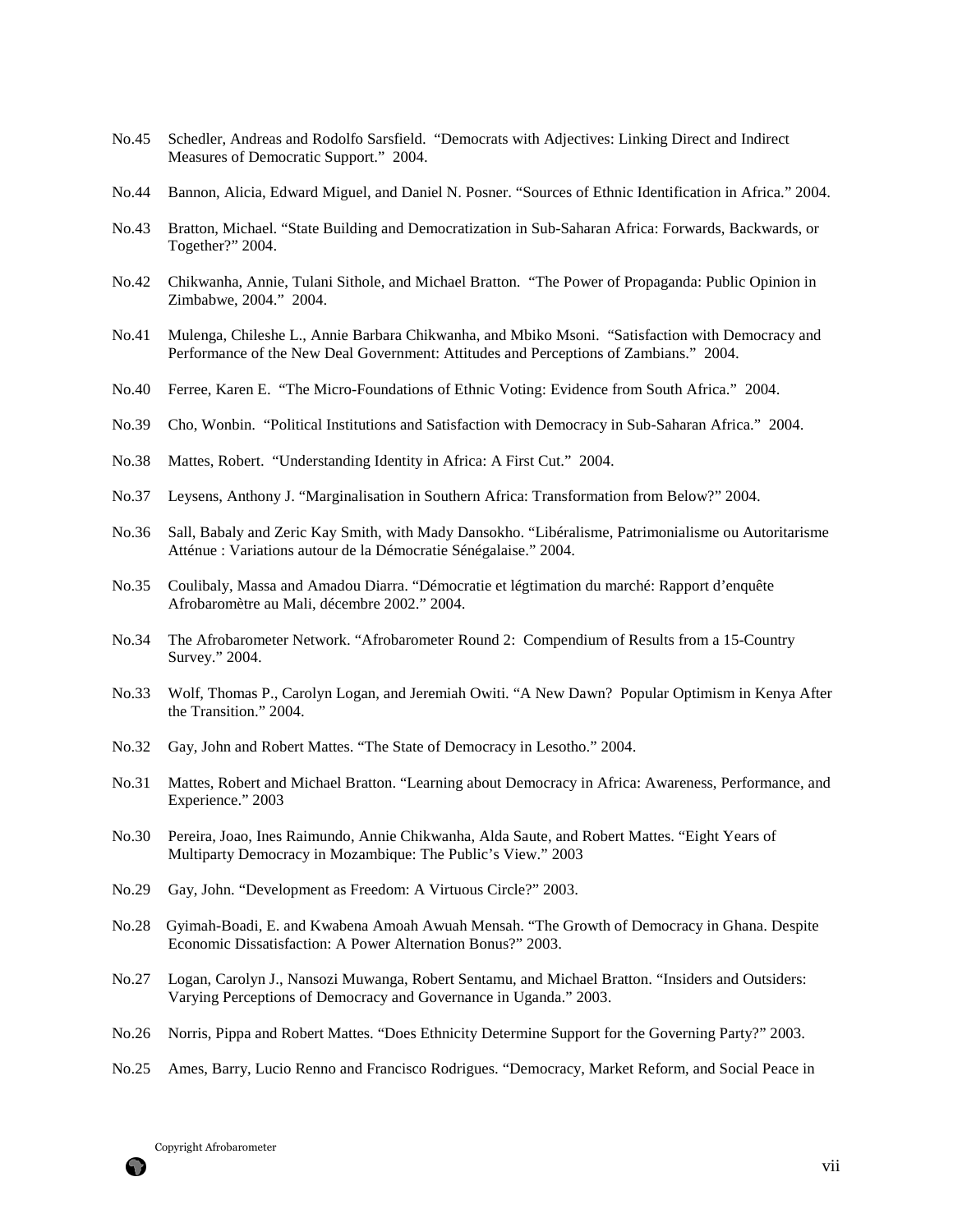No.45 Schedler, Andreas and Rodolfo Sarsfield. "Democrats with Adjectives: Linking Direct and Indirect Measures of Democratic Support." 2004.

No.44 Bannon, Alicia, Edward Miguel, and Daniel N. Posner. "Sources of Ethnic Identification in Africa." 2004.

No.43 Bratton, Michael. "State Building and Democratization in Sub-Saharan Africa: Forwards, Backwards, or Together?" 2004.

No.42 Chikwanha, Annie, Tulani Sithole, and Michael Bratton. "The Power of Propaganda: Public Opinion in Zimbabwe, 2004." 2004.

No.41 Mulenga, Chileshe L., Annie Barbara Chikwanha, and Mbiko Msoni. "Satisfaction with Democracy and Performance of the New Deal Government: Attitudes and Perceptions of Zambians." 2004.

No.40 Ferree, Karen E. "The Micro-Foundations of Ethnic Voting: Evidence from South Africa." 2004.

No.39 Cho, Wonbin. "Political Institutions and Satisfaction with Democracy in Sub-Saharan Africa." 2004.

No.38 Mattes, Robert. "Understanding Identity in Africa: A First Cut." 2004.

No.37 Leysens, Anthony J. "Marginalisation in Southern Africa: Transformation from Below?" 2004.

No.36 Sall, Babaly and Zeric Kay Smith, with Mady Dansokho. "Libéralisme, Patrimonialisme ou Autoritarisme Atténue : Variations autour de la Démocratie Sénégalaise." 2004.

No.35 Coulibaly, Massa and Amadou Diarra. "Démocratie et légtimation du marché: Rapport d'enquête Afrobaromètre au Mali, décembre 2002." 2004.

No.34 The Afrobarometer Network. "Afrobarometer Round 2: Compendium of Results from a 15-Country Survey." 2004.

No.33 Wolf, Thomas P., Carolyn Logan, and Jeremiah Owiti. "A New Dawn? Popular Optimism in Kenya After the Transition." 2004.

No.32 Gay, John and Robert Mattes. "The State of Democracy in Lesotho." 2004.

No.31 Mattes, Robert and Michael Bratton. "Learning about Democracy in Africa: Awareness, Performance, and Experience." 2003

No.30 Pereira, Joao, Ines Raimundo, Annie Chikwanha, Alda Saute, and Robert Mattes. "Eight Years of Multiparty Democracy in Mozambique: The Public's View." 2003

No.29 Gay, John. "Development as Freedom: A Virtuous Circle?" 2003.

No.28 Gyimah-Boadi, E. and Kwabena Amoah Awuah Mensah. "The Growth of Democracy in Ghana. Despite Economic Dissatisfaction: A Power Alternation Bonus?" 2003.

No.27 Logan, Carolyn J., Nansozi Muwanga, Robert Sentamu, and Michael Bratton. "Insiders and Outsiders: Varying Perceptions of Democracy and Governance in Uganda." 2003.

No.26 Norris, Pippa and Robert Mattes. "Does Ethnicity Determine Support for the Governing Party?" 2003.

No.25 Ames, Barry, Lucio Renno and Francisco Rodrigues. "Democracy, Market Reform, and Social Peace in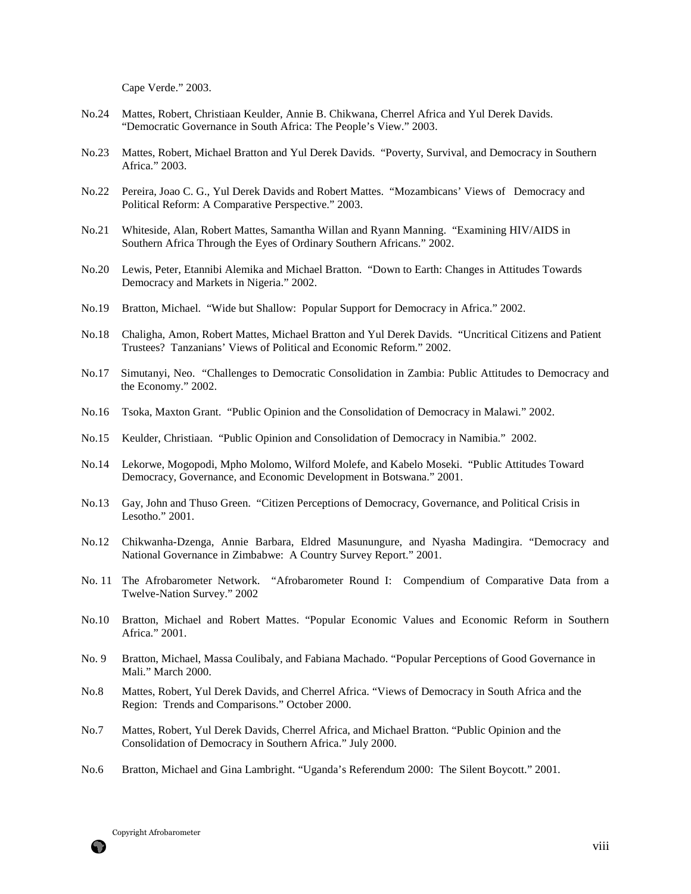Cape Verde." 2003.

No.24 Mattes, Robert, Christiaan Keulder, Annie B. Chikwana, Cherrel Africa and Yul Derek Davids. "Democratic Governance in South Africa: The People's View." 2003.

No.23 Mattes, Robert, Michael Bratton and Yul Derek Davids. "Poverty, Survival, and Democracy in Southern Africa." 2003.

No.22 Pereira, Joao C. G., Yul Derek Davids and Robert Mattes. "Mozambicans' Views of Democracy and Political Reform: A Comparative Perspective." 2003.

No.21 Whiteside, Alan, Robert Mattes, Samantha Willan and Ryann Manning. "Examining HIV/AIDS in Southern Africa Through the Eyes of Ordinary Southern Africans." 2002.

No.20 Lewis, Peter, Etannibi Alemika and Michael Bratton. "Down to Earth: Changes in Attitudes Towards Democracy and Markets in Nigeria." 2002.

No.19 Bratton, Michael. "Wide but Shallow: Popular Support for Democracy in Africa." 2002.

No.18 Chaligha, Amon, Robert Mattes, Michael Bratton and Yul Derek Davids. "Uncritical Citizens and Patient Trustees? Tanzanians' Views of Political and Economic Reform." 2002.

No.17 Simutanyi, Neo. "Challenges to Democratic Consolidation in Zambia: Public Attitudes to Democracy and the Economy." 2002.

No.16 Tsoka, Maxton Grant. "Public Opinion and the Consolidation of Democracy in Malawi." 2002.

No.15 Keulder, Christiaan. "Public Opinion and Consolidation of Democracy in Namibia." 2002.

No.14 Lekorwe, Mogopodi, Mpho Molomo, Wilford Molefe, and Kabelo Moseki. "Public Attitudes Toward Democracy, Governance, and Economic Development in Botswana." 2001.

No.13 Gay, John and Thuso Green. "Citizen Perceptions of Democracy, Governance, and Political Crisis in Lesotho." 2001.

No.12 Chikwanha-Dzenga, Annie Barbara, Eldred Masunungure, and Nyasha Madingira. "Democracy and National Governance in Zimbabwe: A Country Survey Report." 2001.

No. 11 The Afrobarometer Network. "Afrobarometer Round I: Compendium of Comparative Data from a Twelve-Nation Survey." 2002

No.10 Bratton, Michael and Robert Mattes. "Popular Economic Values and Economic Reform in Southern Africa." 2001.

No. 9 Bratton, Michael, Massa Coulibaly, and Fabiana Machado. "Popular Perceptions of Good Governance in Mali." March 2000.

No.8 Mattes, Robert, Yul Derek Davids, and Cherrel Africa. "Views of Democracy in South Africa and the Region: Trends and Comparisons." October 2000.

No.7 Mattes, Robert, Yul Derek Davids, Cherrel Africa, and Michael Bratton. "Public Opinion and the Consolidation of Democracy in Southern Africa." July 2000.

No.6 Bratton, Michael and Gina Lambright. "Uganda's Referendum 2000: The Silent Boycott." 2001.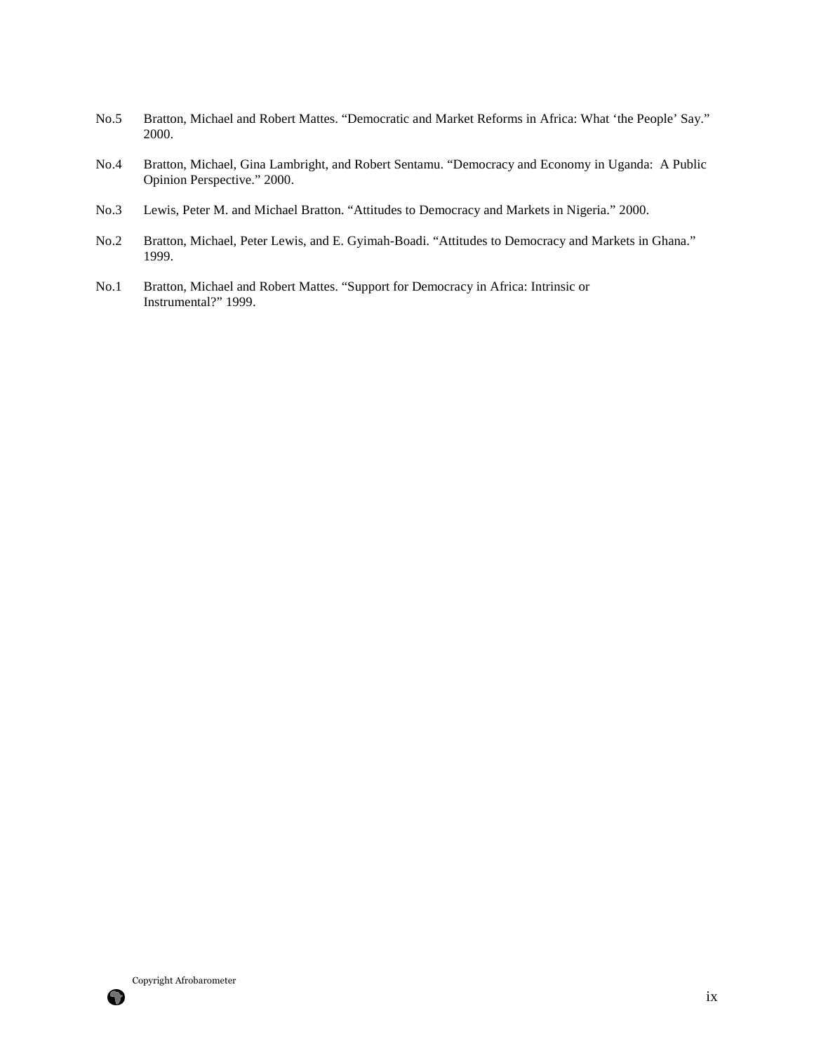No.5 Bratton, Michael and Robert Mattes. "Democratic and Market Reforms in Africa: What 'the People' Say." 2000.

No.4 Bratton, Michael, Gina Lambright, and Robert Sentamu. "Democracy and Economy in Uganda: A Public Opinion Perspective." 2000.

No.3 Lewis, Peter M. and Michael Bratton. "Attitudes to Democracy and Markets in Nigeria." 2000.

No.2 Bratton, Michael, Peter Lewis, and E. Gyimah-Boadi. "Attitudes to Democracy and Markets in Ghana." 1999.

No.1 Bratton, Michael and Robert Mattes. "Support for Democracy in Africa: Intrinsic or Instrumental?" 1999.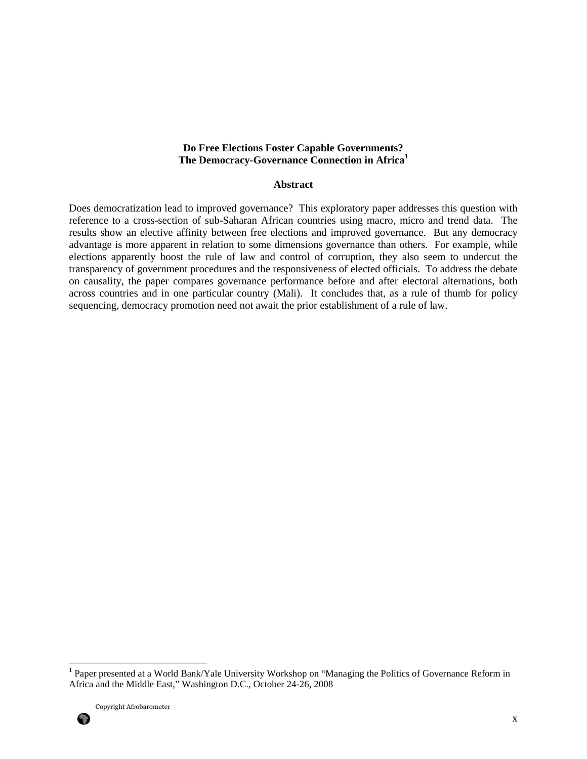**Do Free Elections Foster Capable Governments? The Democracy-Governance Connection in Africa[1]**

**Abstract**

Does democratization lead to improved governance? This exploratory paper addresses this question with reference to a cross-section of sub-Saharan African countries using macro, micro and trend data. The results show an elective affinity between free elections and improved governance. But any democracy advantage is more apparent in relation to some dimensions governance than others. For example, while elections apparently boost the rule of law and control of corruption, they also seem to undercut the transparency of government procedures and the responsiveness of elected officials. To address the debate on causality, the paper compares governance performance before and after electoral alternations, both across countries and in one particular country (Mali). It concludes that, as a rule of thumb for policy sequencing, democracy promotion need not await the prior establishment of a rule of law.

---

[1] Paper presented at a World Bank/Yale University Workshop on "Managing the Politics of Governance Reform in Africa and the Middle East," Washington D.C., October 24-26, 2008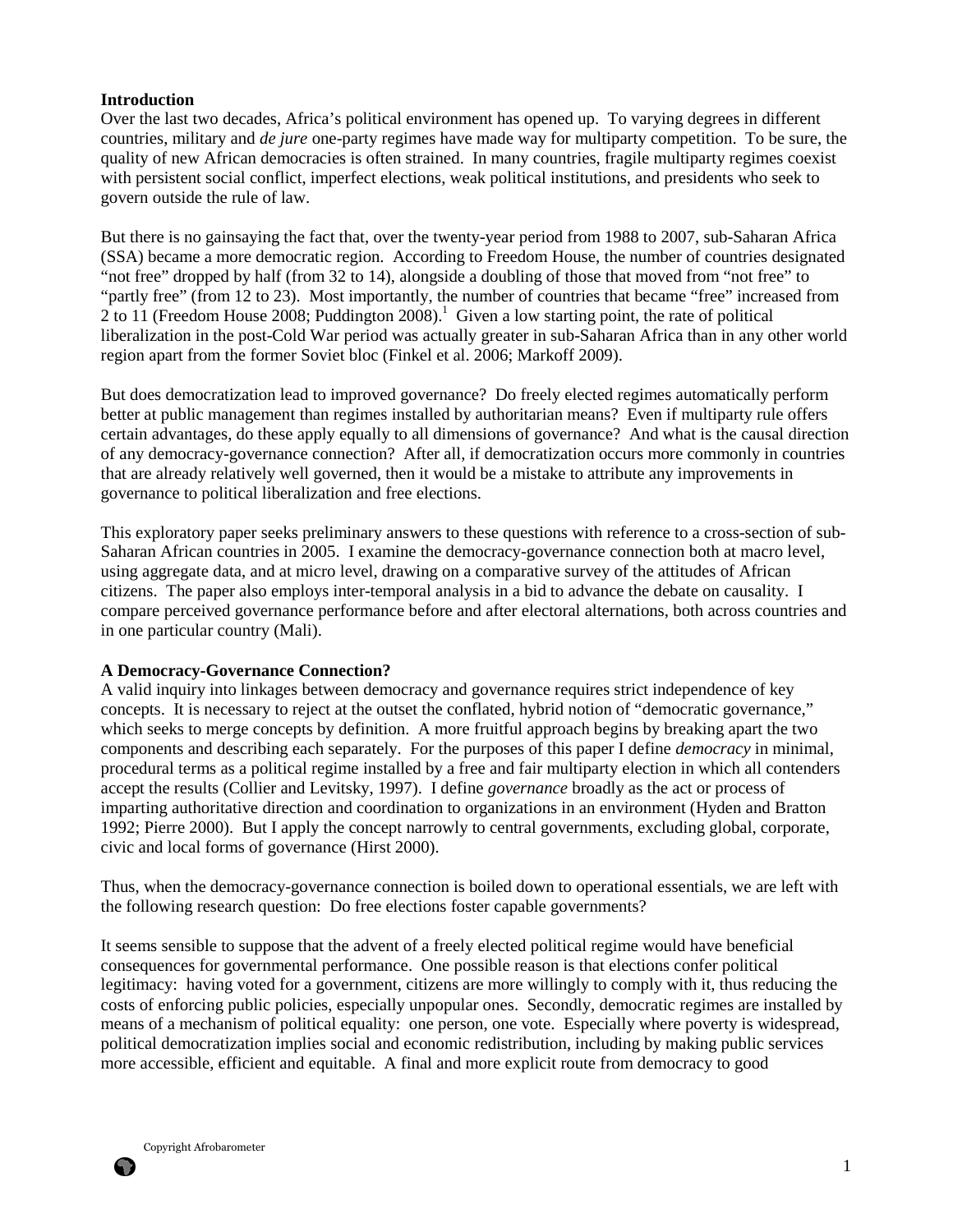## Introduction

Over the last two decades, Africa's political environment has opened up. To varying degrees in different countries, military and *de jure* one-party regimes have made way for multiparty competition. To be sure, the quality of new African democracies is often strained. In many countries, fragile multiparty regimes coexist with persistent social conflict, imperfect elections, weak political institutions, and presidents who seek to govern outside the rule of law.

But there is no gainsaying the fact that, over the twenty-year period from 1988 to 2007, sub-Saharan Africa (SSA) became a more democratic region. According to Freedom House, the number of countries designated "not free" dropped by half (from 32 to 14), alongside a doubling of those that moved from "not free" to "partly free" (from 12 to 23). Most importantly, the number of countries that became "free" increased from 2 to 11 (Freedom House 2008; Puddington 2008).[1] Given a low starting point, the rate of political liberalization in the post-Cold War period was actually greater in sub-Saharan Africa than in any other world region apart from the former Soviet bloc (Finkel et al. 2006; Markoff 2009).

But does democratization lead to improved governance? Do freely elected regimes automatically perform better at public management than regimes installed by authoritarian means? Even if multiparty rule offers certain advantages, do these apply equally to all dimensions of governance? And what is the causal direction of any democracy-governance connection? After all, if democratization occurs more commonly in countries that are already relatively well governed, then it would be a mistake to attribute any improvements in governance to political liberalization and free elections.

This exploratory paper seeks preliminary answers to these questions with reference to a cross-section of sub-Saharan African countries in 2005. I examine the democracy-governance connection both at macro level, using aggregate data, and at micro level, drawing on a comparative survey of the attitudes of African citizens. The paper also employs inter-temporal analysis in a bid to advance the debate on causality. I compare perceived governance performance before and after electoral alternations, both across countries and in one particular country (Mali).

## A Democracy-Governance Connection?

A valid inquiry into linkages between democracy and governance requires strict independence of key concepts. It is necessary to reject at the outset the conflated, hybrid notion of "democratic governance," which seeks to merge concepts by definition. A more fruitful approach begins by breaking apart the two components and describing each separately. For the purposes of this paper I define *democracy* in minimal, procedural terms as a political regime installed by a free and fair multiparty election in which all contenders accept the results (Collier and Levitsky, 1997). I define *governance* broadly as the act or process of imparting authoritative direction and coordination to organizations in an environment (Hyden and Bratton 1992; Pierre 2000). But I apply the concept narrowly to central governments, excluding global, corporate, civic and local forms of governance (Hirst 2000).

Thus, when the democracy-governance connection is boiled down to operational essentials, we are left with the following research question: Do free elections foster capable governments?

It seems sensible to suppose that the advent of a freely elected political regime would have beneficial consequences for governmental performance. One possible reason is that elections confer political legitimacy: having voted for a government, citizens are more willingly to comply with it, thus reducing the costs of enforcing public policies, especially unpopular ones. Secondly, democratic regimes are installed by means of a mechanism of political equality: one person, one vote. Especially where poverty is widespread, political democratization implies social and economic redistribution, including by making public services more accessible, efficient and equitable. A final and more explicit route from democracy to good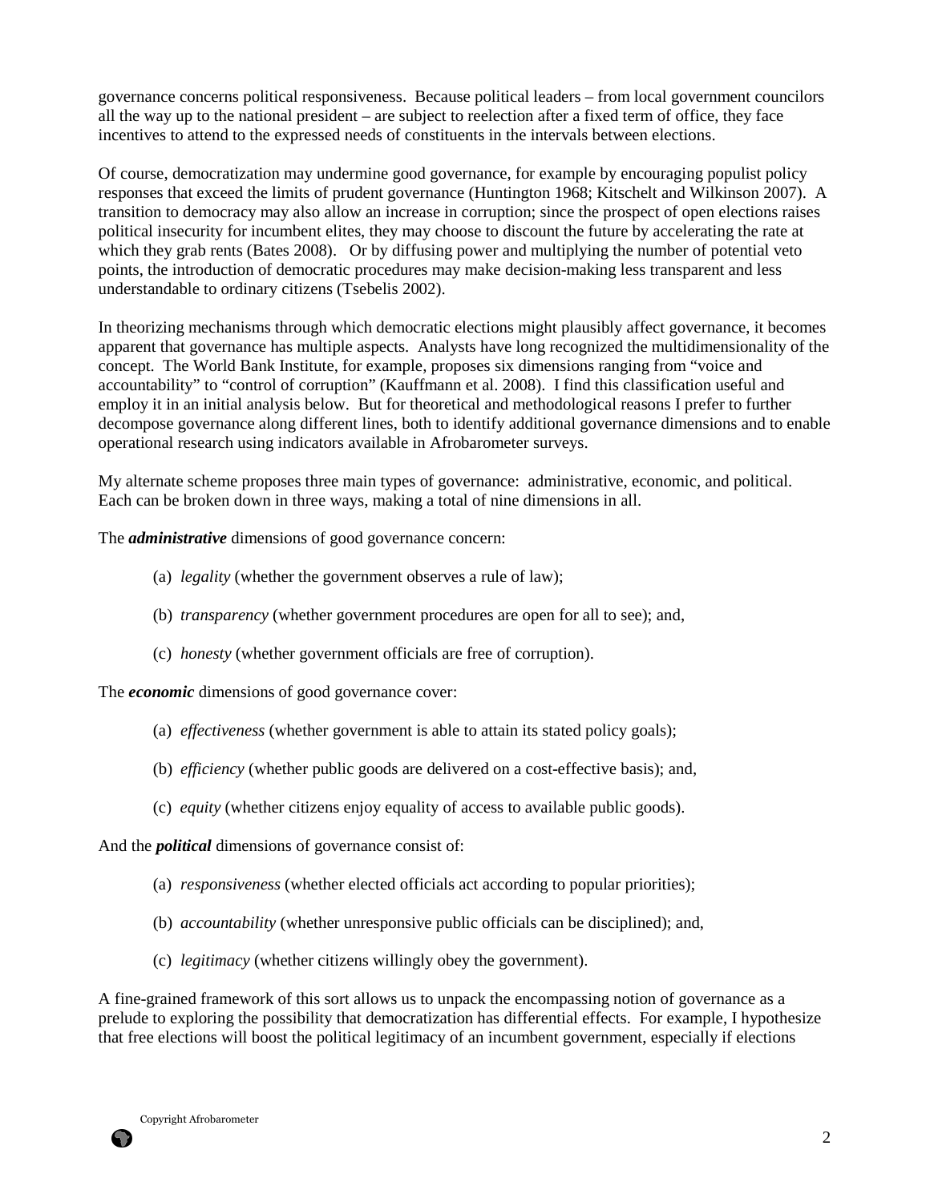governance concerns political responsiveness. Because political leaders – from local government councilors all the way up to the national president – are subject to reelection after a fixed term of office, they face incentives to attend to the expressed needs of constituents in the intervals between elections.

Of course, democratization may undermine good governance, for example by encouraging populist policy responses that exceed the limits of prudent governance (Huntington 1968; Kitschelt and Wilkinson 2007). A transition to democracy may also allow an increase in corruption; since the prospect of open elections raises political insecurity for incumbent elites, they may choose to discount the future by accelerating the rate at which they grab rents (Bates 2008). Or by diffusing power and multiplying the number of potential veto points, the introduction of democratic procedures may make decision-making less transparent and less understandable to ordinary citizens (Tsebelis 2002).

In theorizing mechanisms through which democratic elections might plausibly affect governance, it becomes apparent that governance has multiple aspects. Analysts have long recognized the multidimensionality of the concept. The World Bank Institute, for example, proposes six dimensions ranging from "voice and accountability" to "control of corruption" (Kauffmann et al. 2008). I find this classification useful and employ it in an initial analysis below. But for theoretical and methodological reasons I prefer to further decompose governance along different lines, both to identify additional governance dimensions and to enable operational research using indicators available in Afrobarometer surveys.

My alternate scheme proposes three main types of governance: administrative, economic, and political. Each can be broken down in three ways, making a total of nine dimensions in all.

The ***administrative*** dimensions of good governance concern:

(a) *legality* (whether the government observes a rule of law);

(b) *transparency* (whether government procedures are open for all to see); and,

(c) *honesty* (whether government officials are free of corruption).

The ***economic*** dimensions of good governance cover:

(a) *effectiveness* (whether government is able to attain its stated policy goals);

(b) *efficiency* (whether public goods are delivered on a cost-effective basis); and,

(c) *equity* (whether citizens enjoy equality of access to available public goods).

And the ***political*** dimensions of governance consist of:

(a) *responsiveness* (whether elected officials act according to popular priorities);

(b) *accountability* (whether unresponsive public officials can be disciplined); and,

(c) *legitimacy* (whether citizens willingly obey the government).

A fine-grained framework of this sort allows us to unpack the encompassing notion of governance as a prelude to exploring the possibility that democratization has differential effects. For example, I hypothesize that free elections will boost the political legitimacy of an incumbent government, especially if elections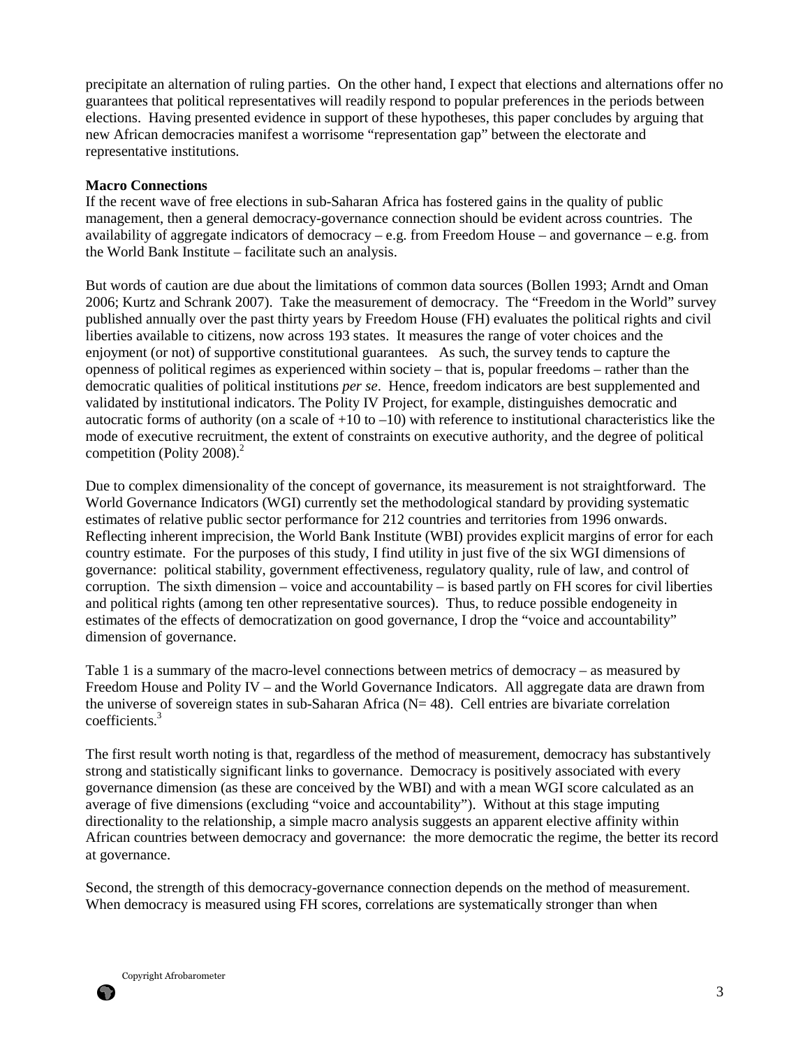precipitate an alternation of ruling parties. On the other hand, I expect that elections and alternations offer no guarantees that political representatives will readily respond to popular preferences in the periods between elections. Having presented evidence in support of these hypotheses, this paper concludes by arguing that new African democracies manifest a worrisome "representation gap" between the electorate and representative institutions.

**Macro Connections**

If the recent wave of free elections in sub-Saharan Africa has fostered gains in the quality of public management, then a general democracy-governance connection should be evident across countries. The availability of aggregate indicators of democracy – e.g. from Freedom House – and governance – e.g. from the World Bank Institute – facilitate such an analysis.

But words of caution are due about the limitations of common data sources (Bollen 1993; Arndt and Oman 2006; Kurtz and Schrank 2007). Take the measurement of democracy. The "Freedom in the World" survey published annually over the past thirty years by Freedom House (FH) evaluates the political rights and civil liberties available to citizens, now across 193 states. It measures the range of voter choices and the enjoyment (or not) of supportive constitutional guarantees. As such, the survey tends to capture the openness of political regimes as experienced within society – that is, popular freedoms – rather than the democratic qualities of political institutions *per se*. Hence, freedom indicators are best supplemented and validated by institutional indicators. The Polity IV Project, for example, distinguishes democratic and autocratic forms of authority (on a scale of +10 to –10) with reference to institutional characteristics like the mode of executive recruitment, the extent of constraints on executive authority, and the degree of political competition (Polity 2008).[2]

Due to complex dimensionality of the concept of governance, its measurement is not straightforward. The World Governance Indicators (WGI) currently set the methodological standard by providing systematic estimates of relative public sector performance for 212 countries and territories from 1996 onwards. Reflecting inherent imprecision, the World Bank Institute (WBI) provides explicit margins of error for each country estimate. For the purposes of this study, I find utility in just five of the six WGI dimensions of governance: political stability, government effectiveness, regulatory quality, rule of law, and control of corruption. The sixth dimension – voice and accountability – is based partly on FH scores for civil liberties and political rights (among ten other representative sources). Thus, to reduce possible endogeneity in estimates of the effects of democratization on good governance, I drop the "voice and accountability" dimension of governance.

Table 1 is a summary of the macro-level connections between metrics of democracy – as measured by Freedom House and Polity IV – and the World Governance Indicators. All aggregate data are drawn from the universe of sovereign states in sub-Saharan Africa (N= 48). Cell entries are bivariate correlation coefficients.[3]

The first result worth noting is that, regardless of the method of measurement, democracy has substantively strong and statistically significant links to governance. Democracy is positively associated with every governance dimension (as these are conceived by the WBI) and with a mean WGI score calculated as an average of five dimensions (excluding "voice and accountability"). Without at this stage imputing directionality to the relationship, a simple macro analysis suggests an apparent elective affinity within African countries between democracy and governance: the more democratic the regime, the better its record at governance.

Second, the strength of this democracy-governance connection depends on the method of measurement. When democracy is measured using FH scores, correlations are systematically stronger than when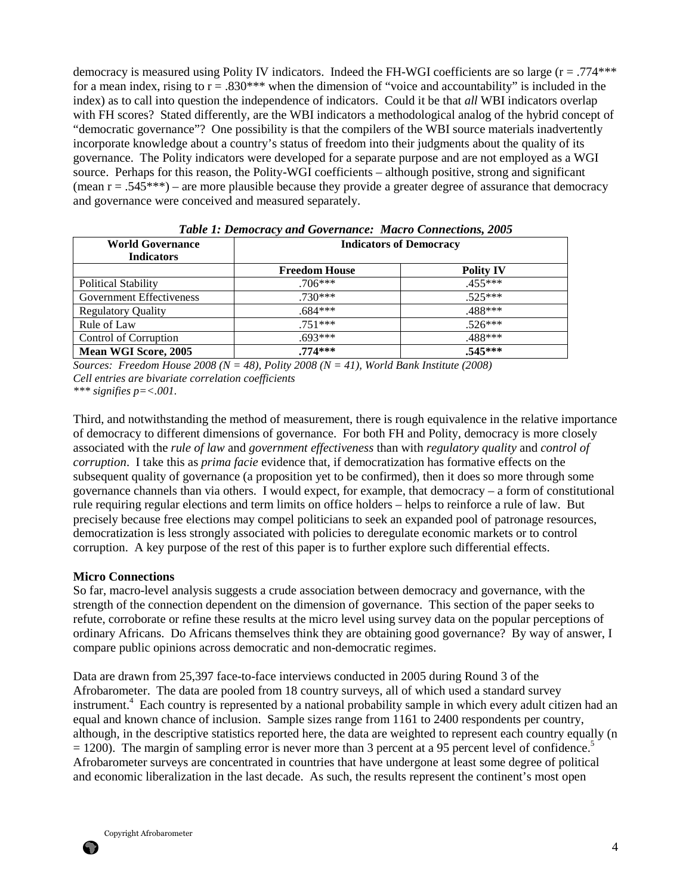democracy is measured using Polity IV indicators. Indeed the FH-WGI coefficients are so large (r = .774*** for a mean index, rising to r = .830*** when the dimension of "voice and accountability" is included in the index) as to call into question the independence of indicators. Could it be that *all* WBI indicators overlap with FH scores? Stated differently, are the WBI indicators a methodological analog of the hybrid concept of "democratic governance"? One possibility is that the compilers of the WBI source materials inadvertently incorporate knowledge about a country's status of freedom into their judgments about the quality of its governance. The Polity indicators were developed for a separate purpose and are not employed as a WGI source. Perhaps for this reason, the Polity-WGI coefficients – although positive, strong and significant (mean r = .545***) – are more plausible because they provide a greater degree of assurance that democracy and governance were conceived and measured separately.

***Table 1: Democracy and Governance: Macro Connections, 2005***

| World Governance Indicators | Indicators of Democracy | |
|---|---|---|
| | **Freedom House** | **Polity IV** |
| Political Stability | .706*** | .455*** |
| Government Effectiveness | .730*** | .525*** |
| Regulatory Quality | .684*** | .488*** |
| Rule of Law | .751*** | .526*** |
| Control of Corruption | .693*** | .488*** |
| **Mean WGI Score, 2005** | **.774*** ** | **.545*** ** |

*Sources: Freedom House 2008 (N = 48), Polity 2008 (N = 41), World Bank Institute (2008)*
*Cell entries are bivariate correlation coefficients*
**** signifies p=<.001.*

Third, and notwithstanding the method of measurement, there is rough equivalence in the relative importance of democracy to different dimensions of governance. For both FH and Polity, democracy is more closely associated with the *rule of law* and *government effectiveness* than with *regulatory quality* and *control of corruption*. I take this as *prima facie* evidence that, if democratization has formative effects on the subsequent quality of governance (a proposition yet to be confirmed), then it does so more through some governance channels than via others. I would expect, for example, that democracy – a form of constitutional rule requiring regular elections and term limits on office holders – helps to reinforce a rule of law. But precisely because free elections may compel politicians to seek an expanded pool of patronage resources, democratization is less strongly associated with policies to deregulate economic markets or to control corruption. A key purpose of the rest of this paper is to further explore such differential effects.

**Micro Connections**

So far, macro-level analysis suggests a crude association between democracy and governance, with the strength of the connection dependent on the dimension of governance. This section of the paper seeks to refute, corroborate or refine these results at the micro level using survey data on the popular perceptions of ordinary Africans. Do Africans themselves think they are obtaining good governance? By way of answer, I compare public opinions across democratic and non-democratic regimes.

Data are drawn from 25,397 face-to-face interviews conducted in 2005 during Round 3 of the Afrobarometer. The data are pooled from 18 country surveys, all of which used a standard survey instrument.[4] Each country is represented by a national probability sample in which every adult citizen had an equal and known chance of inclusion. Sample sizes range from 1161 to 2400 respondents per country, although, in the descriptive statistics reported here, the data are weighted to represent each country equally (n = 1200). The margin of sampling error is never more than 3 percent at a 95 percent level of confidence.[5] Afrobarometer surveys are concentrated in countries that have undergone at least some degree of political and economic liberalization in the last decade. As such, the results represent the continent's most open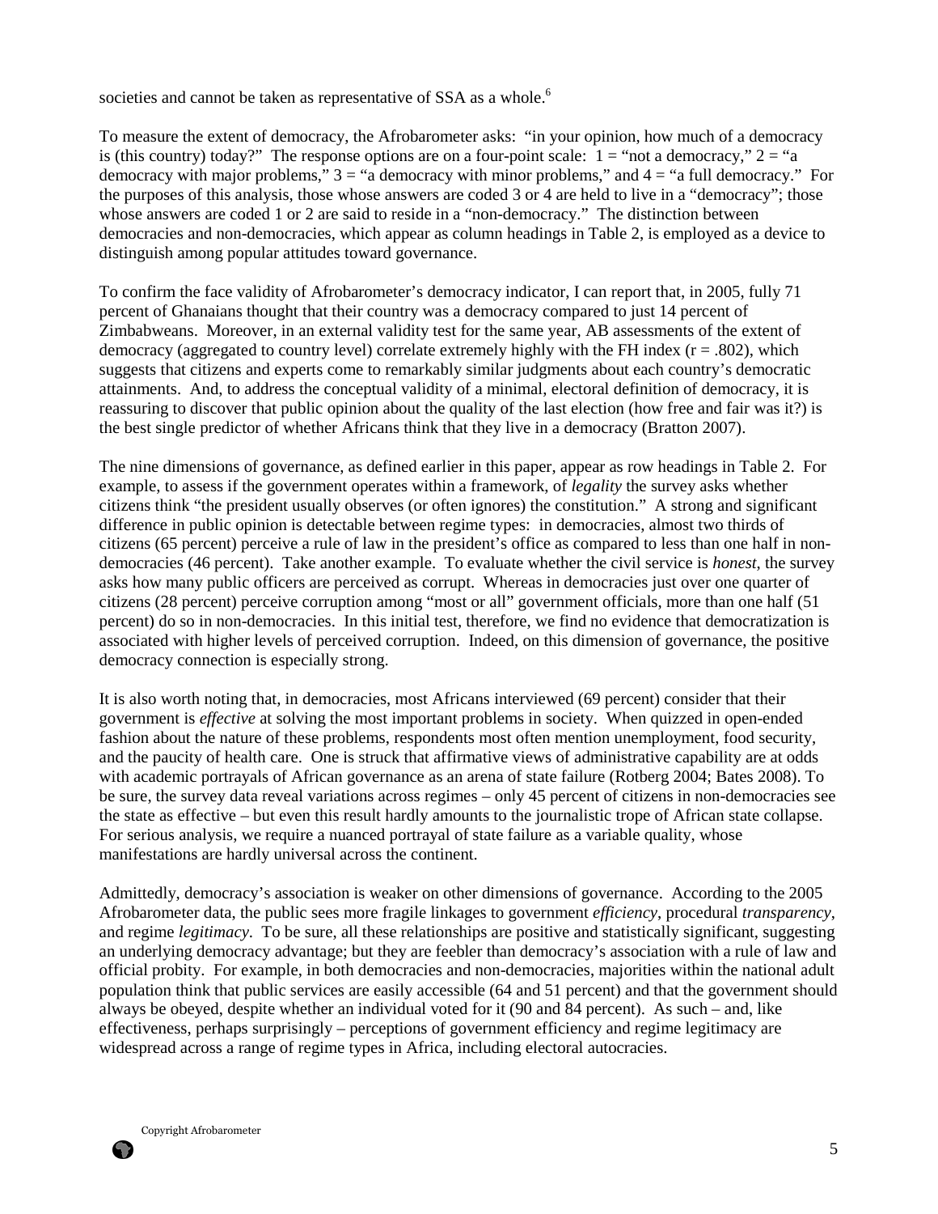societies and cannot be taken as representative of SSA as a whole.[6]

To measure the extent of democracy, the Afrobarometer asks: "in your opinion, how much of a democracy is (this country) today?" The response options are on a four-point scale: 1 = "not a democracy," 2 = "a democracy with major problems," 3 = "a democracy with minor problems," and 4 = "a full democracy." For the purposes of this analysis, those whose answers are coded 3 or 4 are held to live in a "democracy"; those whose answers are coded 1 or 2 are said to reside in a "non-democracy." The distinction between democracies and non-democracies, which appear as column headings in Table 2, is employed as a device to distinguish among popular attitudes toward governance.

To confirm the face validity of Afrobarometer's democracy indicator, I can report that, in 2005, fully 71 percent of Ghanaians thought that their country was a democracy compared to just 14 percent of Zimbabweans. Moreover, in an external validity test for the same year, AB assessments of the extent of democracy (aggregated to country level) correlate extremely highly with the FH index ($r = .802$), which suggests that citizens and experts come to remarkably similar judgments about each country's democratic attainments. And, to address the conceptual validity of a minimal, electoral definition of democracy, it is reassuring to discover that public opinion about the quality of the last election (how free and fair was it?) is the best single predictor of whether Africans think that they live in a democracy (Bratton 2007).

The nine dimensions of governance, as defined earlier in this paper, appear as row headings in Table 2. For example, to assess if the government operates within a framework, of *legality* the survey asks whether citizens think "the president usually observes (or often ignores) the constitution." A strong and significant difference in public opinion is detectable between regime types: in democracies, almost two thirds of citizens (65 percent) perceive a rule of law in the president's office as compared to less than one half in non-democracies (46 percent). Take another example. To evaluate whether the civil service is *honest*, the survey asks how many public officers are perceived as corrupt. Whereas in democracies just over one quarter of citizens (28 percent) perceive corruption among "most or all" government officials, more than one half (51 percent) do so in non-democracies. In this initial test, therefore, we find no evidence that democratization is associated with higher levels of perceived corruption. Indeed, on this dimension of governance, the positive democracy connection is especially strong.

It is also worth noting that, in democracies, most Africans interviewed (69 percent) consider that their government is *effective* at solving the most important problems in society. When quizzed in open-ended fashion about the nature of these problems, respondents most often mention unemployment, food security, and the paucity of health care. One is struck that affirmative views of administrative capability are at odds with academic portrayals of African governance as an arena of state failure (Rotberg 2004; Bates 2008). To be sure, the survey data reveal variations across regimes – only 45 percent of citizens in non-democracies see the state as effective – but even this result hardly amounts to the journalistic trope of African state collapse. For serious analysis, we require a nuanced portrayal of state failure as a variable quality, whose manifestations are hardly universal across the continent.

Admittedly, democracy's association is weaker on other dimensions of governance. According to the 2005 Afrobarometer data, the public sees more fragile linkages to government *efficiency*, procedural *transparency*, and regime *legitimacy*. To be sure, all these relationships are positive and statistically significant, suggesting an underlying democracy advantage; but they are feebler than democracy's association with a rule of law and official probity. For example, in both democracies and non-democracies, majorities within the national adult population think that public services are easily accessible (64 and 51 percent) and that the government should always be obeyed, despite whether an individual voted for it (90 and 84 percent). As such – and, like effectiveness, perhaps surprisingly – perceptions of government efficiency and regime legitimacy are widespread across a range of regime types in Africa, including electoral autocracies.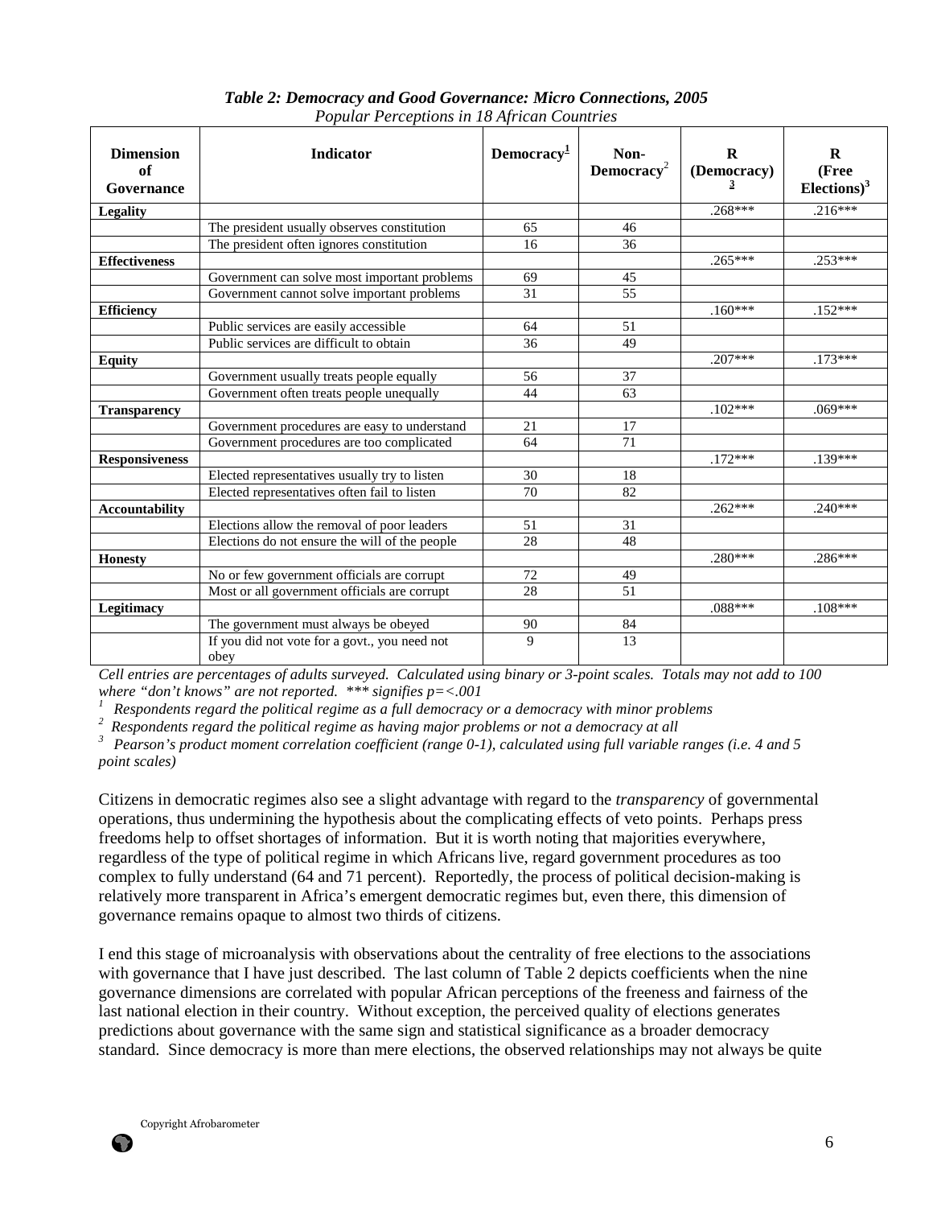*Table 2: Democracy and Good Governance: Micro Connections, 2005*
*Popular Perceptions in 18 African Countries*

| Dimension of Governance | Indicator | Democracy[1] | Non-Democracy[2] | R (Democracy)[3] | R (Free Elections)[3] |
|---|---|---|---|---|---|
| **Legality** | | | | .268*** | .216*** |
| | The president usually observes constitution | 65 | 46 | | |
| | The president often ignores constitution | 16 | 36 | | |
| **Effectiveness** | | | | .265*** | .253*** |
| | Government can solve most important problems | 69 | 45 | | |
| | Government cannot solve important problems | 31 | 55 | | |
| **Efficiency** | | | | .160*** | .152*** |
| | Public services are easily accessible | 64 | 51 | | |
| | Public services are difficult to obtain | 36 | 49 | | |
| **Equity** | | | | .207*** | .173*** |
| | Government usually treats people equally | 56 | 37 | | |
| | Government often treats people unequally | 44 | 63 | | |
| **Transparency** | | | | .102*** | .069*** |
| | Government procedures are easy to understand | 21 | 17 | | |
| | Government procedures are too complicated | 64 | 71 | | |
| **Responsiveness** | | | | .172*** | .139*** |
| | Elected representatives usually try to listen | 30 | 18 | | |
| | Elected representatives often fail to listen | 70 | 82 | | |
| **Accountability** | | | | .262*** | .240*** |
| | Elections allow the removal of poor leaders | 51 | 31 | | |
| | Elections do not ensure the will of the people | 28 | 48 | | |
| **Honesty** | | | | .280*** | .286*** |
| | No or few government officials are corrupt | 72 | 49 | | |
| | Most or all government officials are corrupt | 28 | 51 | | |
| **Legitimacy** | | | | .088*** | .108*** |
| | The government must always be obeyed | 90 | 84 | | |
| | If you did not vote for a govt., you need not obey | 9 | 13 | | |

*Cell entries are percentages of adults surveyed. Calculated using binary or 3-point scales. Totals may not add to 100 where "don't knows" are not reported. *** signifies p=<.001*

*[1] Respondents regard the political regime as a full democracy or a democracy with minor problems*

*[2] Respondents regard the political regime as having major problems or not a democracy at all*

*[3] Pearson's product moment correlation coefficient (range 0-1), calculated using full variable ranges (i.e. 4 and 5 point scales)*

Citizens in democratic regimes also see a slight advantage with regard to the *transparency* of governmental operations, thus undermining the hypothesis about the complicating effects of veto points. Perhaps press freedoms help to offset shortages of information. But it is worth noting that majorities everywhere, regardless of the type of political regime in which Africans live, regard government procedures as too complex to fully understand (64 and 71 percent). Reportedly, the process of political decision-making is relatively more transparent in Africa's emergent democratic regimes but, even there, this dimension of governance remains opaque to almost two thirds of citizens.

I end this stage of microanalysis with observations about the centrality of free elections to the associations with governance that I have just described. The last column of Table 2 depicts coefficients when the nine governance dimensions are correlated with popular African perceptions of the freeness and fairness of the last national election in their country. Without exception, the perceived quality of elections generates predictions about governance with the same sign and statistical significance as a broader democracy standard. Since democracy is more than mere elections, the observed relationships may not always be quite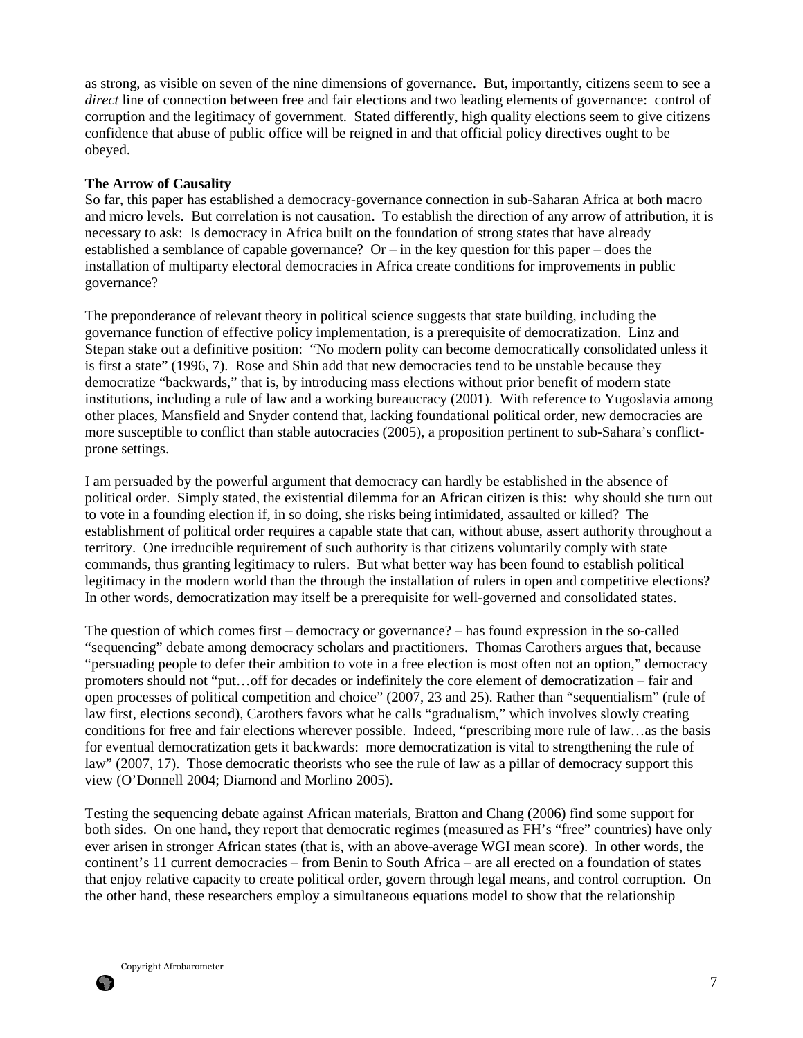as strong, as visible on seven of the nine dimensions of governance. But, importantly, citizens seem to see a *direct* line of connection between free and fair elections and two leading elements of governance: control of corruption and the legitimacy of government. Stated differently, high quality elections seem to give citizens confidence that abuse of public office will be reigned in and that official policy directives ought to be obeyed.

**The Arrow of Causality**

So far, this paper has established a democracy-governance connection in sub-Saharan Africa at both macro and micro levels. But correlation is not causation. To establish the direction of any arrow of attribution, it is necessary to ask: Is democracy in Africa built on the foundation of strong states that have already established a semblance of capable governance? Or – in the key question for this paper – does the installation of multiparty electoral democracies in Africa create conditions for improvements in public governance?

The preponderance of relevant theory in political science suggests that state building, including the governance function of effective policy implementation, is a prerequisite of democratization. Linz and Stepan stake out a definitive position: "No modern polity can become democratically consolidated unless it is first a state" (1996, 7). Rose and Shin add that new democracies tend to be unstable because they democratize "backwards," that is, by introducing mass elections without prior benefit of modern state institutions, including a rule of law and a working bureaucracy (2001). With reference to Yugoslavia among other places, Mansfield and Snyder contend that, lacking foundational political order, new democracies are more susceptible to conflict than stable autocracies (2005), a proposition pertinent to sub-Sahara's conflict-prone settings.

I am persuaded by the powerful argument that democracy can hardly be established in the absence of political order. Simply stated, the existential dilemma for an African citizen is this: why should she turn out to vote in a founding election if, in so doing, she risks being intimidated, assaulted or killed? The establishment of political order requires a capable state that can, without abuse, assert authority throughout a territory. One irreducible requirement of such authority is that citizens voluntarily comply with state commands, thus granting legitimacy to rulers. But what better way has been found to establish political legitimacy in the modern world than the through the installation of rulers in open and competitive elections? In other words, democratization may itself be a prerequisite for well-governed and consolidated states.

The question of which comes first – democracy or governance? – has found expression in the so-called "sequencing" debate among democracy scholars and practitioners. Thomas Carothers argues that, because "persuading people to defer their ambition to vote in a free election is most often not an option," democracy promoters should not "put…off for decades or indefinitely the core element of democratization – fair and open processes of political competition and choice" (2007, 23 and 25). Rather than "sequentialism" (rule of law first, elections second), Carothers favors what he calls "gradualism," which involves slowly creating conditions for free and fair elections wherever possible. Indeed, "prescribing more rule of law…as the basis for eventual democratization gets it backwards: more democratization is vital to strengthening the rule of law" (2007, 17). Those democratic theorists who see the rule of law as a pillar of democracy support this view (O'Donnell 2004; Diamond and Morlino 2005).

Testing the sequencing debate against African materials, Bratton and Chang (2006) find some support for both sides. On one hand, they report that democratic regimes (measured as FH's "free" countries) have only ever arisen in stronger African states (that is, with an above-average WGI mean score). In other words, the continent's 11 current democracies – from Benin to South Africa – are all erected on a foundation of states that enjoy relative capacity to create political order, govern through legal means, and control corruption. On the other hand, these researchers employ a simultaneous equations model to show that the relationship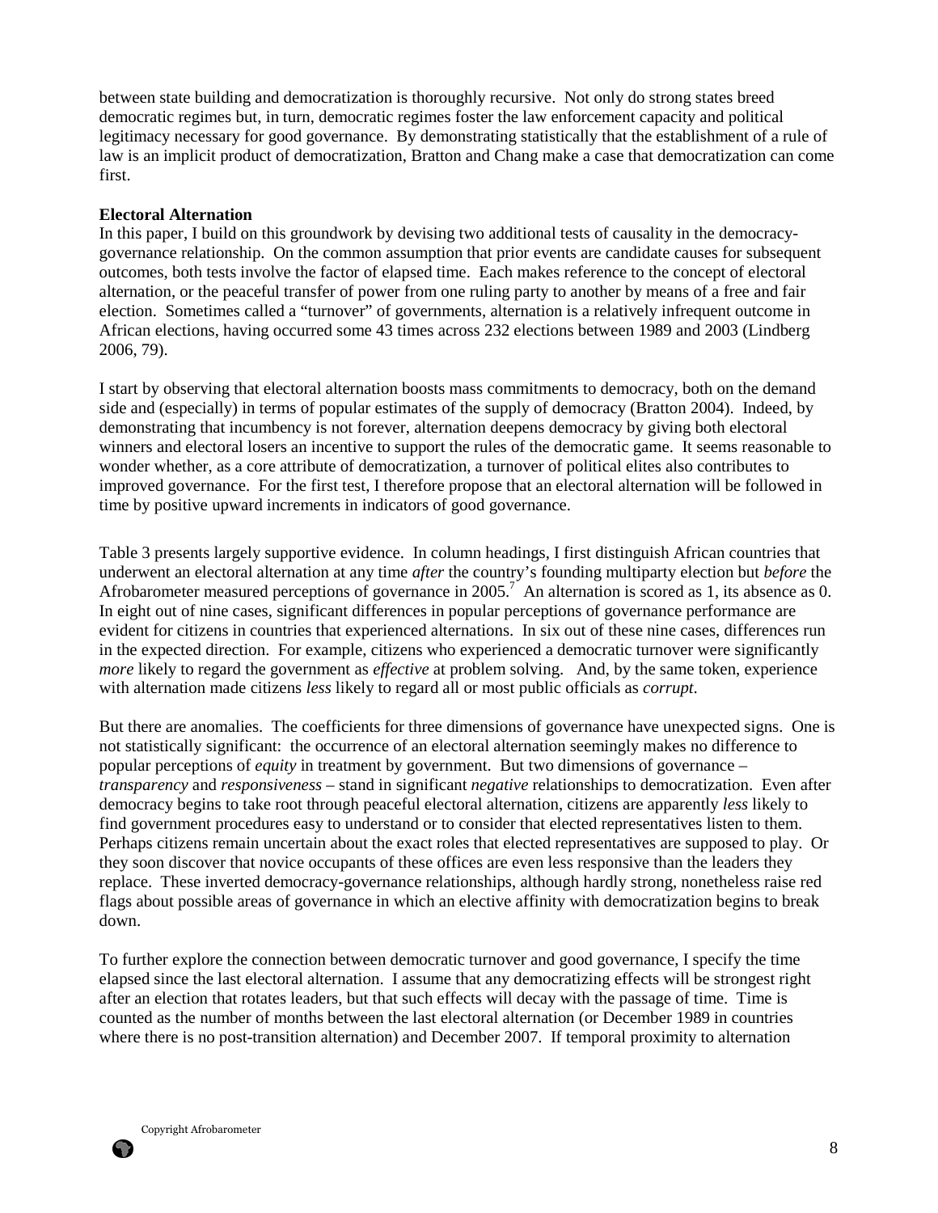between state building and democratization is thoroughly recursive. Not only do strong states breed democratic regimes but, in turn, democratic regimes foster the law enforcement capacity and political legitimacy necessary for good governance. By demonstrating statistically that the establishment of a rule of law is an implicit product of democratization, Bratton and Chang make a case that democratization can come first.

**Electoral Alternation**

In this paper, I build on this groundwork by devising two additional tests of causality in the democracy-governance relationship. On the common assumption that prior events are candidate causes for subsequent outcomes, both tests involve the factor of elapsed time. Each makes reference to the concept of electoral alternation, or the peaceful transfer of power from one ruling party to another by means of a free and fair election. Sometimes called a "turnover" of governments, alternation is a relatively infrequent outcome in African elections, having occurred some 43 times across 232 elections between 1989 and 2003 (Lindberg 2006, 79).

I start by observing that electoral alternation boosts mass commitments to democracy, both on the demand side and (especially) in terms of popular estimates of the supply of democracy (Bratton 2004). Indeed, by demonstrating that incumbency is not forever, alternation deepens democracy by giving both electoral winners and electoral losers an incentive to support the rules of the democratic game. It seems reasonable to wonder whether, as a core attribute of democratization, a turnover of political elites also contributes to improved governance. For the first test, I therefore propose that an electoral alternation will be followed in time by positive upward increments in indicators of good governance.

Table 3 presents largely supportive evidence. In column headings, I first distinguish African countries that underwent an electoral alternation at any time *after* the country's founding multiparty election but *before* the Afrobarometer measured perceptions of governance in 2005.[7] An alternation is scored as 1, its absence as 0. In eight out of nine cases, significant differences in popular perceptions of governance performance are evident for citizens in countries that experienced alternations. In six out of these nine cases, differences run in the expected direction. For example, citizens who experienced a democratic turnover were significantly *more* likely to regard the government as *effective* at problem solving. And, by the same token, experience with alternation made citizens *less* likely to regard all or most public officials as *corrupt*.

But there are anomalies. The coefficients for three dimensions of governance have unexpected signs. One is not statistically significant: the occurrence of an electoral alternation seemingly makes no difference to popular perceptions of *equity* in treatment by government. But two dimensions of governance – *transparency* and *responsiveness* – stand in significant *negative* relationships to democratization. Even after democracy begins to take root through peaceful electoral alternation, citizens are apparently *less* likely to find government procedures easy to understand or to consider that elected representatives listen to them. Perhaps citizens remain uncertain about the exact roles that elected representatives are supposed to play. Or they soon discover that novice occupants of these offices are even less responsive than the leaders they replace. These inverted democracy-governance relationships, although hardly strong, nonetheless raise red flags about possible areas of governance in which an elective affinity with democratization begins to break down.

To further explore the connection between democratic turnover and good governance, I specify the time elapsed since the last electoral alternation. I assume that any democratizing effects will be strongest right after an election that rotates leaders, but that such effects will decay with the passage of time. Time is counted as the number of months between the last electoral alternation (or December 1989 in countries where there is no post-transition alternation) and December 2007. If temporal proximity to alternation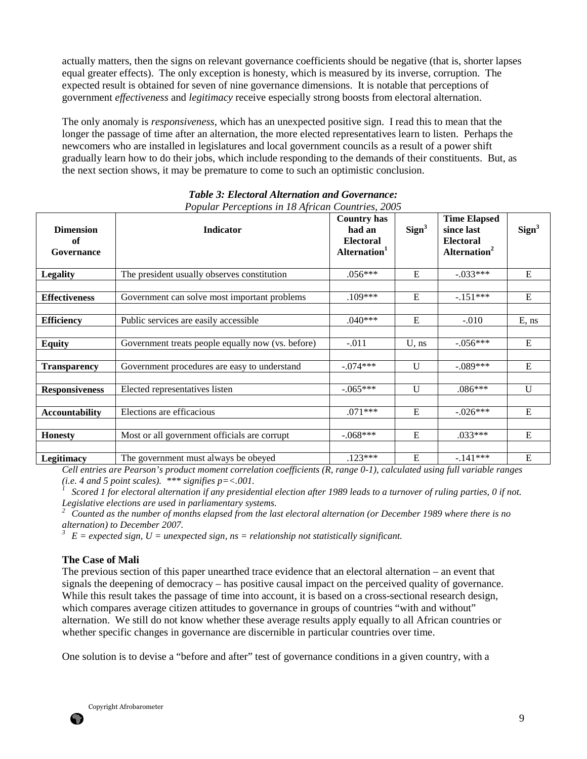actually matters, then the signs on relevant governance coefficients should be negative (that is, shorter lapses equal greater effects). The only exception is honesty, which is measured by its inverse, corruption. The expected result is obtained for seven of nine governance dimensions. It is notable that perceptions of government *effectiveness* and *legitimacy* receive especially strong boosts from electoral alternation.

The only anomaly is *responsiveness*, which has an unexpected positive sign. I read this to mean that the longer the passage of time after an alternation, the more elected representatives learn to listen. Perhaps the newcomers who are installed in legislatures and local government councils as a result of a power shift gradually learn how to do their jobs, which include responding to the demands of their constituents. But, as the next section shows, it may be premature to come to such an optimistic conclusion.

***Table 3: Electoral Alternation and Governance:***
*Popular Perceptions in 18 African Countries, 2005*

| Dimension of Governance | Indicator | Country has had an Electoral Alternation[1] | Sign[3] | Time Elapsed since last Electoral Alternation[2] | Sign[3] |
|---|---|---|---|---|---|
| **Legality** | The president usually observes constitution | .056*** | E | -.033*** | E |
| **Effectiveness** | Government can solve most important problems | .109*** | E | -.151*** | E |
| **Efficiency** | Public services are easily accessible | .040*** | E | -.010 | E, ns |
| **Equity** | Government treats people equally now (vs. before) | -.011 | U, ns | -.056*** | E |
| **Transparency** | Government procedures are easy to understand | -.074*** | U | -.089*** | E |
| **Responsiveness** | Elected representatives listen | -.065*** | U | .086*** | U |
| **Accountability** | Elections are efficacious | .071*** | E | -.026*** | E |
| **Honesty** | Most or all government officials are corrupt | -.068*** | E | .033*** | E |
| **Legitimacy** | The government must always be obeyed | .123*** | E | -.141*** | E |

*Cell entries are Pearson's product moment correlation coefficients (R, range 0-1), calculated using full variable ranges (i.e. 4 and 5 point scales). \*\*\* signifies p=<.001.*

*[1] Scored 1 for electoral alternation if any presidential election after 1989 leads to a turnover of ruling parties, 0 if not. Legislative elections are used in parliamentary systems.*

*[2] Counted as the number of months elapsed from the last electoral alternation (or December 1989 where there is no alternation) to December 2007.*

*[3] E = expected sign, U = unexpected sign, ns = relationship not statistically significant.*

### The Case of Mali

The previous section of this paper unearthed trace evidence that an electoral alternation – an event that signals the deepening of democracy – has positive causal impact on the perceived quality of governance. While this result takes the passage of time into account, it is based on a cross-sectional research design, which compares average citizen attitudes to governance in groups of countries "with and without" alternation. We still do not know whether these average results apply equally to all African countries or whether specific changes in governance are discernible in particular countries over time.

One solution is to devise a "before and after" test of governance conditions in a given country, with a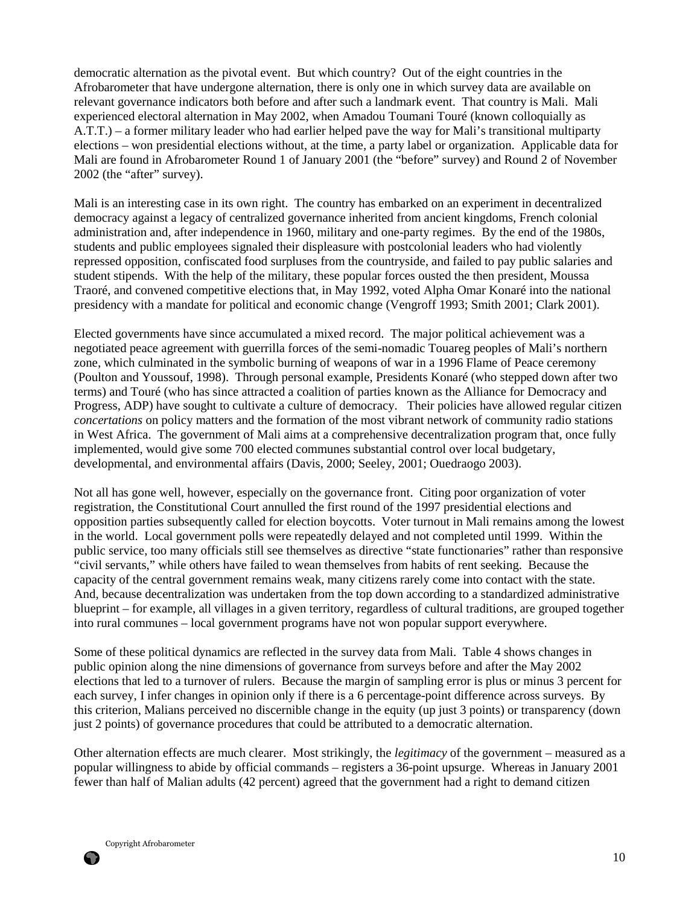democratic alternation as the pivotal event. But which country? Out of the eight countries in the Afrobarometer that have undergone alternation, there is only one in which survey data are available on relevant governance indicators both before and after such a landmark event. That country is Mali. Mali experienced electoral alternation in May 2002, when Amadou Toumani Touré (known colloquially as A.T.T.) – a former military leader who had earlier helped pave the way for Mali's transitional multiparty elections – won presidential elections without, at the time, a party label or organization. Applicable data for Mali are found in Afrobarometer Round 1 of January 2001 (the "before" survey) and Round 2 of November 2002 (the "after" survey).

Mali is an interesting case in its own right. The country has embarked on an experiment in decentralized democracy against a legacy of centralized governance inherited from ancient kingdoms, French colonial administration and, after independence in 1960, military and one-party regimes. By the end of the 1980s, students and public employees signaled their displeasure with postcolonial leaders who had violently repressed opposition, confiscated food surpluses from the countryside, and failed to pay public salaries and student stipends. With the help of the military, these popular forces ousted the then president, Moussa Traoré, and convened competitive elections that, in May 1992, voted Alpha Omar Konaré into the national presidency with a mandate for political and economic change (Vengroff 1993; Smith 2001; Clark 2001).

Elected governments have since accumulated a mixed record. The major political achievement was a negotiated peace agreement with guerrilla forces of the semi-nomadic Touareg peoples of Mali's northern zone, which culminated in the symbolic burning of weapons of war in a 1996 Flame of Peace ceremony (Poulton and Youssouf, 1998). Through personal example, Presidents Konaré (who stepped down after two terms) and Touré (who has since attracted a coalition of parties known as the Alliance for Democracy and Progress, ADP) have sought to cultivate a culture of democracy. Their policies have allowed regular citizen *concertations* on policy matters and the formation of the most vibrant network of community radio stations in West Africa. The government of Mali aims at a comprehensive decentralization program that, once fully implemented, would give some 700 elected communes substantial control over local budgetary, developmental, and environmental affairs (Davis, 2000; Seeley, 2001; Ouedraogo 2003).

Not all has gone well, however, especially on the governance front. Citing poor organization of voter registration, the Constitutional Court annulled the first round of the 1997 presidential elections and opposition parties subsequently called for election boycotts. Voter turnout in Mali remains among the lowest in the world. Local government polls were repeatedly delayed and not completed until 1999. Within the public service, too many officials still see themselves as directive "state functionaries" rather than responsive "civil servants," while others have failed to wean themselves from habits of rent seeking. Because the capacity of the central government remains weak, many citizens rarely come into contact with the state. And, because decentralization was undertaken from the top down according to a standardized administrative blueprint – for example, all villages in a given territory, regardless of cultural traditions, are grouped together into rural communes – local government programs have not won popular support everywhere.

Some of these political dynamics are reflected in the survey data from Mali. Table 4 shows changes in public opinion along the nine dimensions of governance from surveys before and after the May 2002 elections that led to a turnover of rulers. Because the margin of sampling error is plus or minus 3 percent for each survey, I infer changes in opinion only if there is a 6 percentage-point difference across surveys. By this criterion, Malians perceived no discernible change in the equity (up just 3 points) or transparency (down just 2 points) of governance procedures that could be attributed to a democratic alternation.

Other alternation effects are much clearer. Most strikingly, the *legitimacy* of the government – measured as a popular willingness to abide by official commands – registers a 36-point upsurge. Whereas in January 2001 fewer than half of Malian adults (42 percent) agreed that the government had a right to demand citizen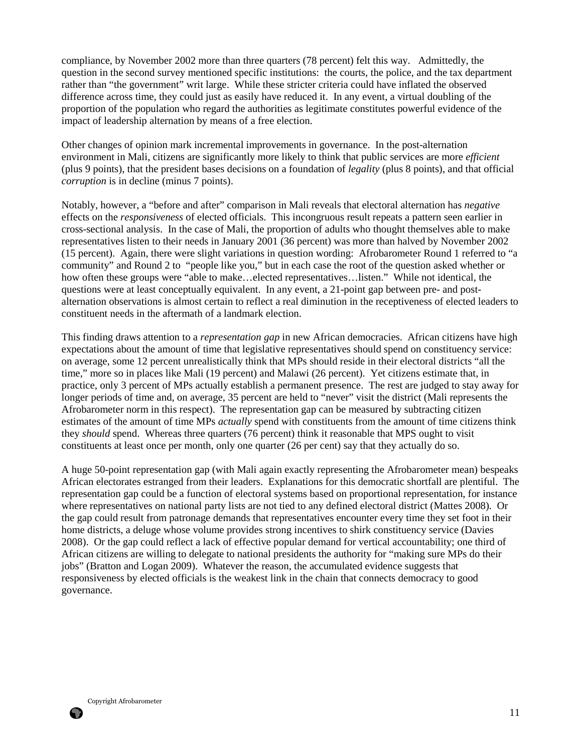compliance, by November 2002 more than three quarters (78 percent) felt this way. Admittedly, the question in the second survey mentioned specific institutions: the courts, the police, and the tax department rather than "the government" writ large. While these stricter criteria could have inflated the observed difference across time, they could just as easily have reduced it. In any event, a virtual doubling of the proportion of the population who regard the authorities as legitimate constitutes powerful evidence of the impact of leadership alternation by means of a free election.

Other changes of opinion mark incremental improvements in governance. In the post-alternation environment in Mali, citizens are significantly more likely to think that public services are more *efficient* (plus 9 points), that the president bases decisions on a foundation of *legality* (plus 8 points), and that official *corruption* is in decline (minus 7 points).

Notably, however, a "before and after" comparison in Mali reveals that electoral alternation has *negative* effects on the *responsiveness* of elected officials. This incongruous result repeats a pattern seen earlier in cross-sectional analysis. In the case of Mali, the proportion of adults who thought themselves able to make representatives listen to their needs in January 2001 (36 percent) was more than halved by November 2002 (15 percent). Again, there were slight variations in question wording: Afrobarometer Round 1 referred to "a community" and Round 2 to "people like you," but in each case the root of the question asked whether or how often these groups were "able to make…elected representatives…listen." While not identical, the questions were at least conceptually equivalent. In any event, a 21-point gap between pre- and post-alternation observations is almost certain to reflect a real diminution in the receptiveness of elected leaders to constituent needs in the aftermath of a landmark election.

This finding draws attention to a *representation gap* in new African democracies. African citizens have high expectations about the amount of time that legislative representatives should spend on constituency service: on average, some 12 percent unrealistically think that MPs should reside in their electoral districts "all the time," more so in places like Mali (19 percent) and Malawi (26 percent). Yet citizens estimate that, in practice, only 3 percent of MPs actually establish a permanent presence. The rest are judged to stay away for longer periods of time and, on average, 35 percent are held to "never" visit the district (Mali represents the Afrobarometer norm in this respect). The representation gap can be measured by subtracting citizen estimates of the amount of time MPs *actually* spend with constituents from the amount of time citizens think they *should* spend. Whereas three quarters (76 percent) think it reasonable that MPS ought to visit constituents at least once per month, only one quarter (26 per cent) say that they actually do so.

A huge 50-point representation gap (with Mali again exactly representing the Afrobarometer mean) bespeaks African electorates estranged from their leaders. Explanations for this democratic shortfall are plentiful. The representation gap could be a function of electoral systems based on proportional representation, for instance where representatives on national party lists are not tied to any defined electoral district (Mattes 2008). Or the gap could result from patronage demands that representatives encounter every time they set foot in their home districts, a deluge whose volume provides strong incentives to shirk constituency service (Davies 2008). Or the gap could reflect a lack of effective popular demand for vertical accountability; one third of African citizens are willing to delegate to national presidents the authority for "making sure MPs do their jobs" (Bratton and Logan 2009). Whatever the reason, the accumulated evidence suggests that responsiveness by elected officials is the weakest link in the chain that connects democracy to good governance.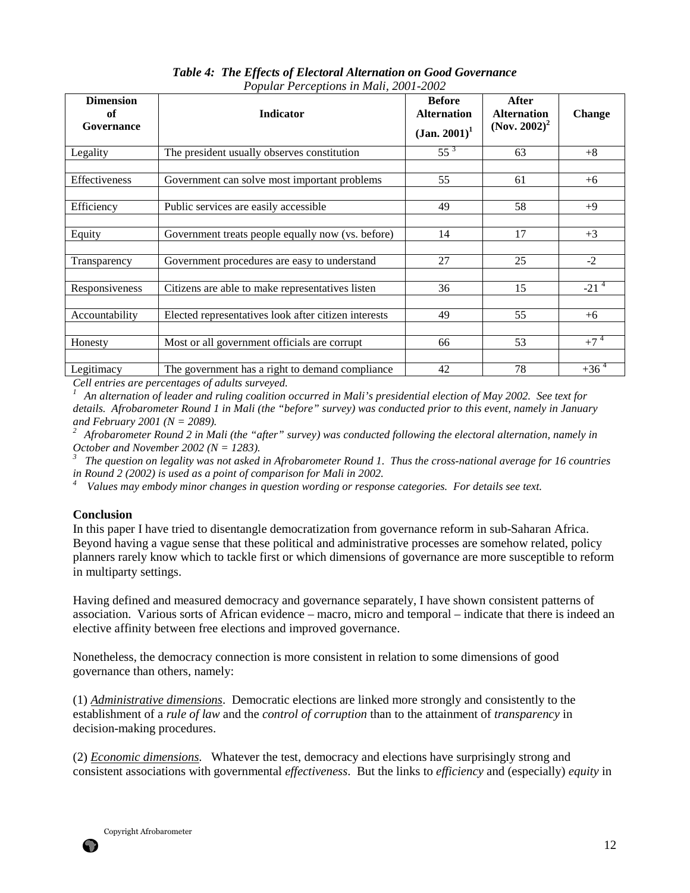***Table 4: The Effects of Electoral Alternation on Good Governance***

*Popular Perceptions in Mali, 2001-2002*

| Dimension of Governance | Indicator | Before Alternation (Jan. 2001)[1] | After Alternation (Nov. 2002)[2] | Change |
|---|---|---|---|---|
| Legality | The president usually observes constitution | 55 [3] | 63 | +8 |
| Effectiveness | Government can solve most important problems | 55 | 61 | +6 |
| Efficiency | Public services are easily accessible | 49 | 58 | +9 |
| Equity | Government treats people equally now (vs. before) | 14 | 17 | +3 |
| Transparency | Government procedures are easy to understand | 27 | 25 | -2 |
| Responsiveness | Citizens are able to make representatives listen | 36 | 15 | -21 [4] |
| Accountability | Elected representatives look after citizen interests | 49 | 55 | +6 |
| Honesty | Most or all government officials are corrupt | 66 | 53 | +7 [4] |
| Legitimacy | The government has a right to demand compliance | 42 | 78 | +36 [4] |

*Cell entries are percentages of adults surveyed.*

*[1] An alternation of leader and ruling coalition occurred in Mali's presidential election of May 2002. See text for details. Afrobarometer Round 1 in Mali (the "before" survey) was conducted prior to this event, namely in January and February 2001 (N = 2089).*

*[2] Afrobarometer Round 2 in Mali (the "after" survey) was conducted following the electoral alternation, namely in October and November 2002 (N = 1283).*

*[3] The question on legality was not asked in Afrobarometer Round 1. Thus the cross-national average for 16 countries in Round 2 (2002) is used as a point of comparison for Mali in 2002.*

*[4] Values may embody minor changes in question wording or response categories. For details see text.*

## Conclusion

In this paper I have tried to disentangle democratization from governance reform in sub-Saharan Africa. Beyond having a vague sense that these political and administrative processes are somehow related, policy planners rarely know which to tackle first or which dimensions of governance are more susceptible to reform in multiparty settings.

Having defined and measured democracy and governance separately, I have shown consistent patterns of association. Various sorts of African evidence – macro, micro and temporal – indicate that there is indeed an elective affinity between free elections and improved governance.

Nonetheless, the democracy connection is more consistent in relation to some dimensions of good governance than others, namely:

(1) *Administrative dimensions*. Democratic elections are linked more strongly and consistently to the establishment of a *rule of law* and the *control of corruption* than to the attainment of *transparency* in decision-making procedures.

(2) *Economic dimensions.* Whatever the test, democracy and elections have surprisingly strong and consistent associations with governmental *effectiveness*. But the links to *efficiency* and (especially) *equity* in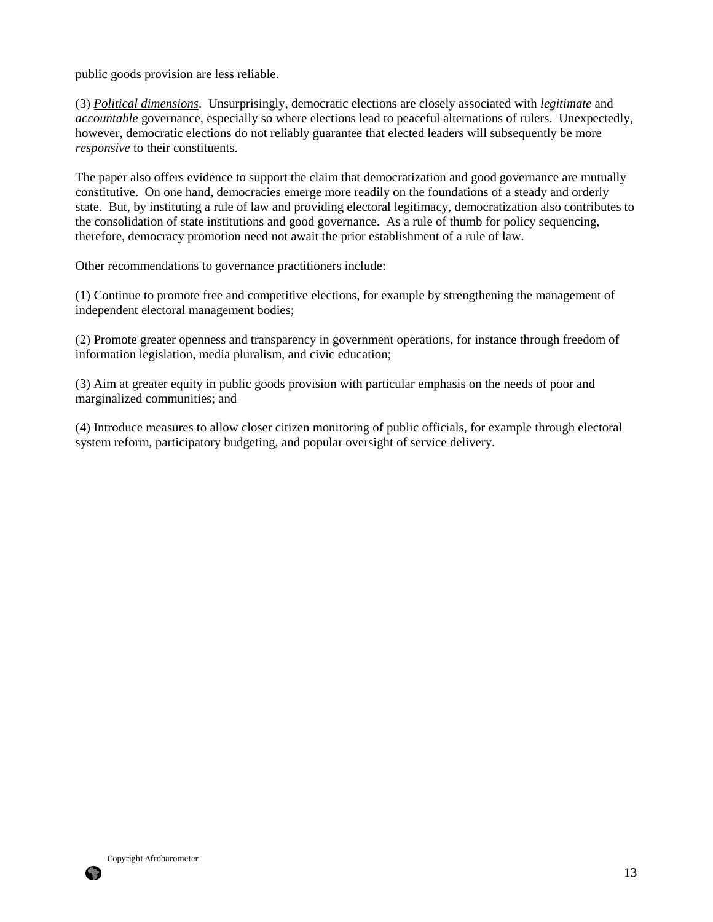public goods provision are less reliable.

(3) *Political dimensions*. Unsurprisingly, democratic elections are closely associated with *legitimate* and *accountable* governance, especially so where elections lead to peaceful alternations of rulers. Unexpectedly, however, democratic elections do not reliably guarantee that elected leaders will subsequently be more *responsive* to their constituents.

The paper also offers evidence to support the claim that democratization and good governance are mutually constitutive. On one hand, democracies emerge more readily on the foundations of a steady and orderly state. But, by instituting a rule of law and providing electoral legitimacy, democratization also contributes to the consolidation of state institutions and good governance. As a rule of thumb for policy sequencing, therefore, democracy promotion need not await the prior establishment of a rule of law.

Other recommendations to governance practitioners include:

(1) Continue to promote free and competitive elections, for example by strengthening the management of independent electoral management bodies;

(2) Promote greater openness and transparency in government operations, for instance through freedom of information legislation, media pluralism, and civic education;

(3) Aim at greater equity in public goods provision with particular emphasis on the needs of poor and marginalized communities; and

(4) Introduce measures to allow closer citizen monitoring of public officials, for example through electoral system reform, participatory budgeting, and popular oversight of service delivery.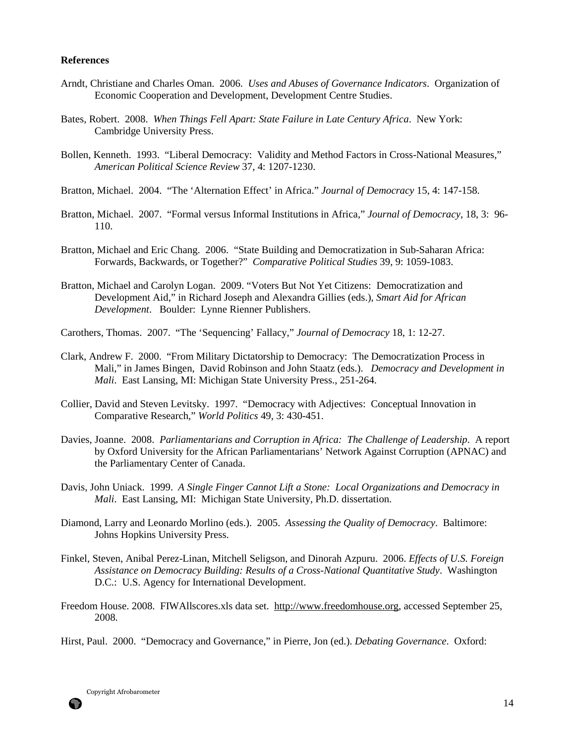**References**

Arndt, Christiane and Charles Oman. 2006. *Uses and Abuses of Governance Indicators*. Organization of Economic Cooperation and Development, Development Centre Studies.

Bates, Robert. 2008. *When Things Fell Apart: State Failure in Late Century Africa*. New York: Cambridge University Press.

Bollen, Kenneth. 1993. "Liberal Democracy: Validity and Method Factors in Cross-National Measures," *American Political Science Review* 37, 4: 1207-1230.

Bratton, Michael. 2004. "The 'Alternation Effect' in Africa." *Journal of Democracy* 15, 4: 147-158.

Bratton, Michael. 2007. "Formal versus Informal Institutions in Africa," *Journal of Democracy*, 18, 3: 96-110.

Bratton, Michael and Eric Chang. 2006. "State Building and Democratization in Sub-Saharan Africa: Forwards, Backwards, or Together?" *Comparative Political Studies* 39, 9: 1059-1083.

Bratton, Michael and Carolyn Logan. 2009. "Voters But Not Yet Citizens: Democratization and Development Aid," in Richard Joseph and Alexandra Gillies (eds.), *Smart Aid for African Development*. Boulder: Lynne Rienner Publishers.

Carothers, Thomas. 2007. "The 'Sequencing' Fallacy," *Journal of Democracy* 18, 1: 12-27.

Clark, Andrew F. 2000. "From Military Dictatorship to Democracy: The Democratization Process in Mali," in James Bingen, David Robinson and John Staatz (eds.). *Democracy and Development in Mali*. East Lansing, MI: Michigan State University Press., 251-264.

Collier, David and Steven Levitsky. 1997. "Democracy with Adjectives: Conceptual Innovation in Comparative Research," *World Politics* 49, 3: 430-451.

Davies, Joanne. 2008. *Parliamentarians and Corruption in Africa: The Challenge of Leadership*. A report by Oxford University for the African Parliamentarians' Network Against Corruption (APNAC) and the Parliamentary Center of Canada.

Davis, John Uniack. 1999. *A Single Finger Cannot Lift a Stone: Local Organizations and Democracy in Mali*. East Lansing, MI: Michigan State University, Ph.D. dissertation.

Diamond, Larry and Leonardo Morlino (eds.). 2005. *Assessing the Quality of Democracy*. Baltimore: Johns Hopkins University Press.

Finkel, Steven, Anibal Perez-Linan, Mitchell Seligson, and Dinorah Azpuru. 2006. *Effects of U.S. Foreign Assistance on Democracy Building: Results of a Cross-National Quantitative Study*. Washington D.C.: U.S. Agency for International Development.

Freedom House. 2008. FIWAllscores.xls data set. http://www.freedomhouse.org, accessed September 25, 2008.

Hirst, Paul. 2000. "Democracy and Governance," in Pierre, Jon (ed.). *Debating Governance*. Oxford: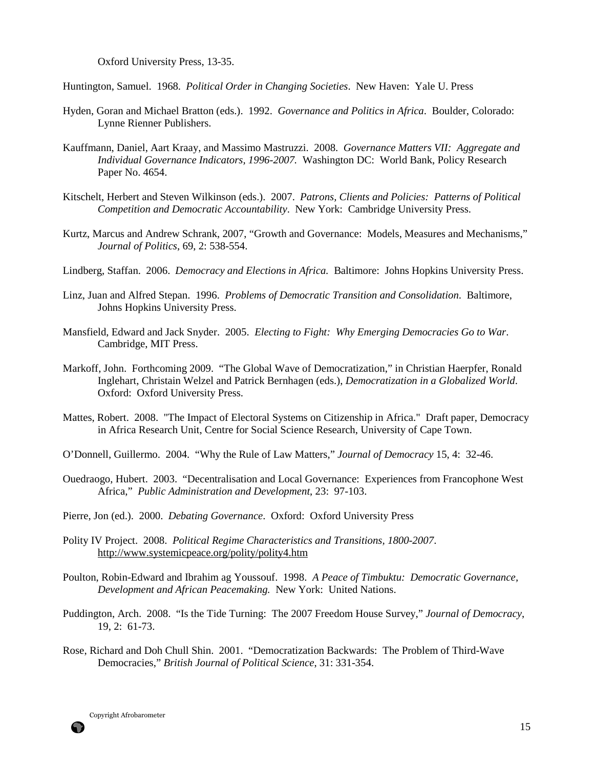Oxford University Press, 13-35.

Huntington, Samuel. 1968. *Political Order in Changing Societies*. New Haven: Yale U. Press

Hyden, Goran and Michael Bratton (eds.). 1992. *Governance and Politics in Africa*. Boulder, Colorado: Lynne Rienner Publishers.

Kauffmann, Daniel, Aart Kraay, and Massimo Mastruzzi. 2008. *Governance Matters VII: Aggregate and Individual Governance Indicators, 1996-2007.* Washington DC: World Bank, Policy Research Paper No. 4654.

Kitschelt, Herbert and Steven Wilkinson (eds.). 2007. *Patrons, Clients and Policies: Patterns of Political Competition and Democratic Accountability*. New York: Cambridge University Press.

Kurtz, Marcus and Andrew Schrank, 2007, "Growth and Governance: Models, Measures and Mechanisms," *Journal of Politics*, 69, 2: 538-554.

Lindberg, Staffan. 2006. *Democracy and Elections in Africa.* Baltimore: Johns Hopkins University Press.

Linz, Juan and Alfred Stepan. 1996. *Problems of Democratic Transition and Consolidation*. Baltimore, Johns Hopkins University Press.

Mansfield, Edward and Jack Snyder. 2005. *Electing to Fight: Why Emerging Democracies Go to War*. Cambridge, MIT Press.

Markoff, John. Forthcoming 2009. "The Global Wave of Democratization," in Christian Haerpfer, Ronald Inglehart, Christain Welzel and Patrick Bernhagen (eds.), *Democratization in a Globalized World*. Oxford: Oxford University Press.

Mattes, Robert. 2008. "The Impact of Electoral Systems on Citizenship in Africa." Draft paper, Democracy in Africa Research Unit, Centre for Social Science Research, University of Cape Town.

O'Donnell, Guillermo. 2004. "Why the Rule of Law Matters," *Journal of Democracy* 15, 4: 32-46.

Ouedraogo, Hubert. 2003. "Decentralisation and Local Governance: Experiences from Francophone West Africa," *Public Administration and Development*, 23: 97-103.

Pierre, Jon (ed.). 2000. *Debating Governance*. Oxford: Oxford University Press

Polity IV Project. 2008. *Political Regime Characteristics and Transitions, 1800-2007*. http://www.systemicpeace.org/polity/polity4.htm

Poulton, Robin-Edward and Ibrahim ag Youssouf. 1998. *A Peace of Timbuktu: Democratic Governance, Development and African Peacemaking.* New York: United Nations.

Puddington, Arch. 2008. "Is the Tide Turning: The 2007 Freedom House Survey," *Journal of Democracy*, 19, 2: 61-73.

Rose, Richard and Doh Chull Shin. 2001. "Democratization Backwards: The Problem of Third-Wave Democracies," *British Journal of Political Science*, 31: 331-354.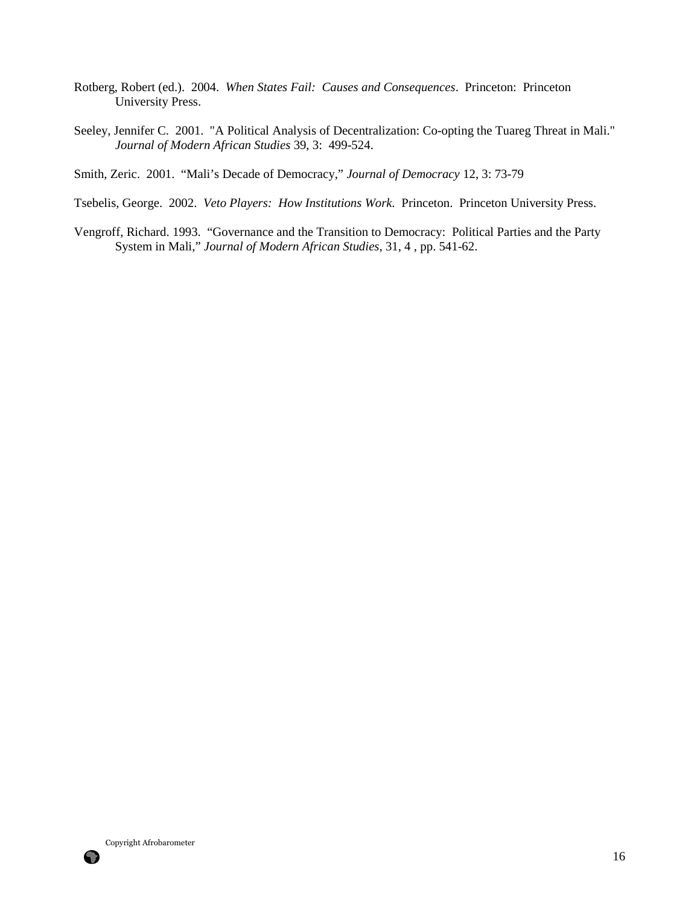Rotberg, Robert (ed.). 2004. *When States Fail: Causes and Consequences*. Princeton: Princeton University Press.

Seeley, Jennifer C. 2001. "A Political Analysis of Decentralization: Co-opting the Tuareg Threat in Mali." *Journal of Modern African Studies* 39, 3: 499-524.

Smith, Zeric. 2001. "Mali's Decade of Democracy," *Journal of Democracy* 12, 3: 73-79

Tsebelis, George. 2002. *Veto Players: How Institutions Work.* Princeton. Princeton University Press.

Vengroff, Richard. 1993. "Governance and the Transition to Democracy: Political Parties and the Party System in Mali," *Journal of Modern African Studies*, 31, 4 , pp. 541-62.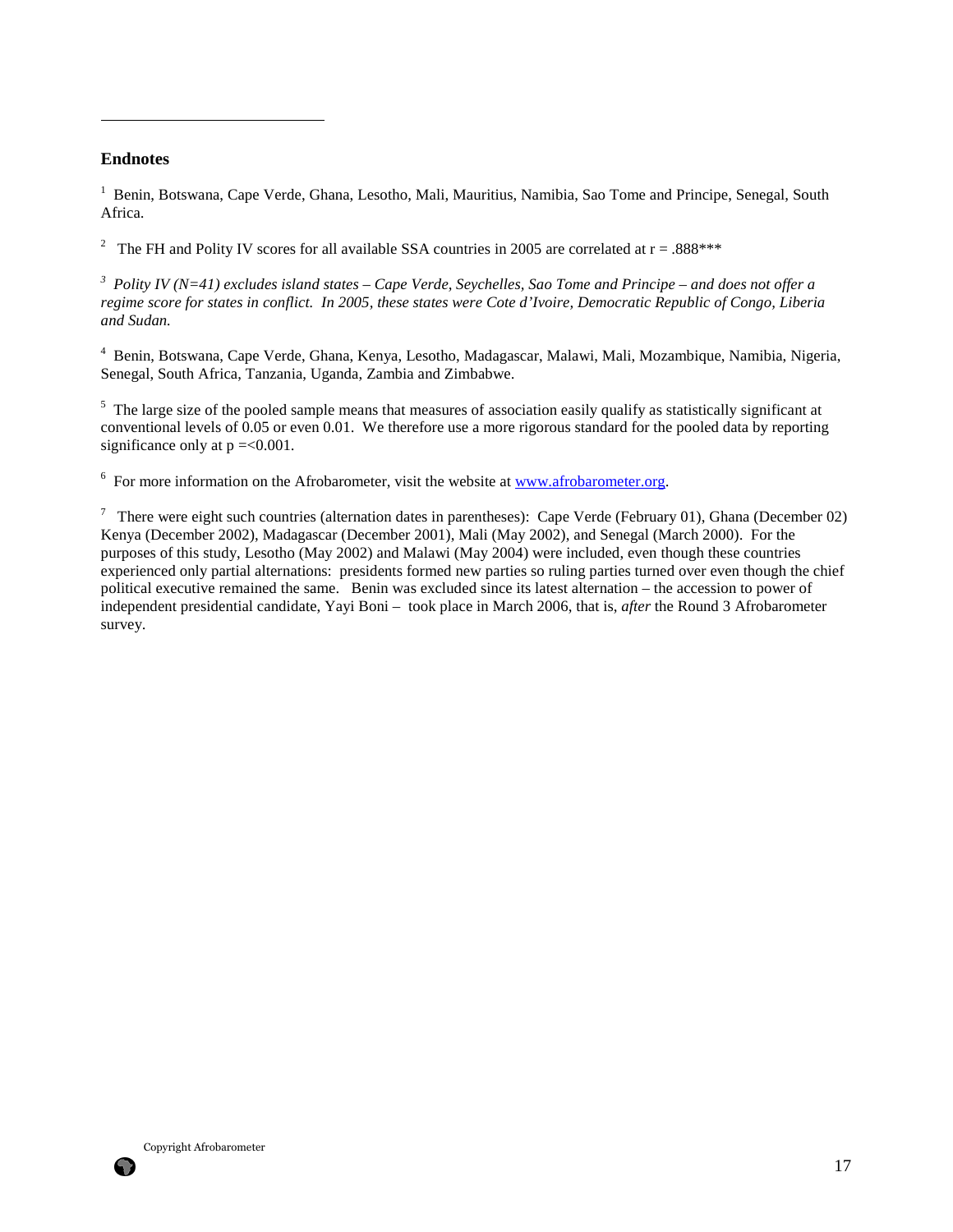## Endnotes

[1] Benin, Botswana, Cape Verde, Ghana, Lesotho, Mali, Mauritius, Namibia, Sao Tome and Principe, Senegal, South Africa.

[2] The FH and Polity IV scores for all available SSA countries in 2005 are correlated at r = .888***

[3] *Polity IV (N=41) excludes island states – Cape Verde, Seychelles, Sao Tome and Principe – and does not offer a regime score for states in conflict. In 2005, these states were Cote d'Ivoire, Democratic Republic of Congo, Liberia and Sudan.*

[4] Benin, Botswana, Cape Verde, Ghana, Kenya, Lesotho, Madagascar, Malawi, Mali, Mozambique, Namibia, Nigeria, Senegal, South Africa, Tanzania, Uganda, Zambia and Zimbabwe.

[5] The large size of the pooled sample means that measures of association easily qualify as statistically significant at conventional levels of 0.05 or even 0.01. We therefore use a more rigorous standard for the pooled data by reporting significance only at p =<0.001.

[6] For more information on the Afrobarometer, visit the website at www.afrobarometer.org.

[7] There were eight such countries (alternation dates in parentheses): Cape Verde (February 01), Ghana (December 02) Kenya (December 2002), Madagascar (December 2001), Mali (May 2002), and Senegal (March 2000). For the purposes of this study, Lesotho (May 2002) and Malawi (May 2004) were included, even though these countries experienced only partial alternations: presidents formed new parties so ruling parties turned over even though the chief political executive remained the same. Benin was excluded since its latest alternation – the accession to power of independent presidential candidate, Yayi Boni – took place in March 2006, that is, *after* the Round 3 Afrobarometer survey.